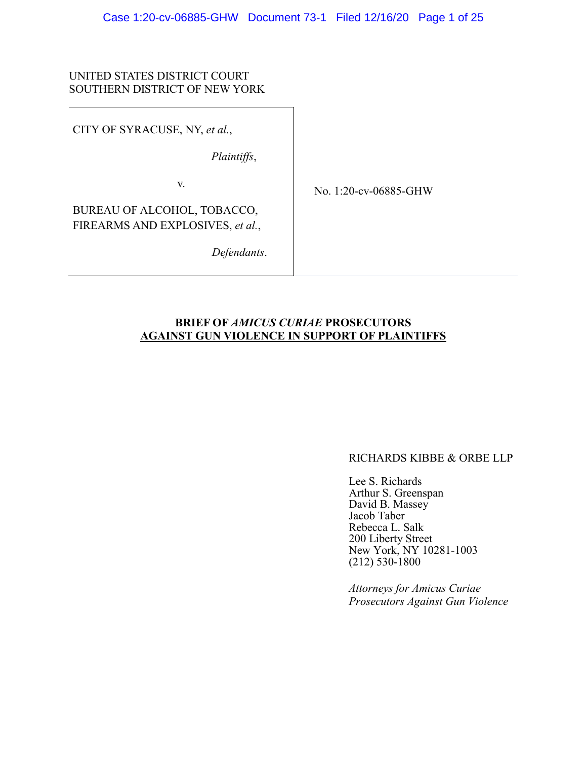UNITED STATES DISTRICT COURT
SOUTHERN DISTRICT OF NEW YORK

CITY OF SYRACUSE, NY, *et al.*,

*Plaintiffs*,

v.

BUREAU OF ALCOHOL, TOBACCO, FIREARMS AND EXPLOSIVES, *et al.*,

*Defendants*.

No. 1:20-cv-06885-GHW

**BRIEF OF *AMICUS CURIAE* PROSECUTORS AGAINST GUN VIOLENCE IN SUPPORT OF PLAINTIFFS**

RICHARDS KIBBE & ORBE LLP

Lee S. Richards
Arthur S. Greenspan
David B. Massey
Jacob Taber
Rebecca L. Salk
200 Liberty Street
New York, NY 10281-1003
(212) 530-1800

*Attorneys for Amicus Curiae Prosecutors Against Gun Violence*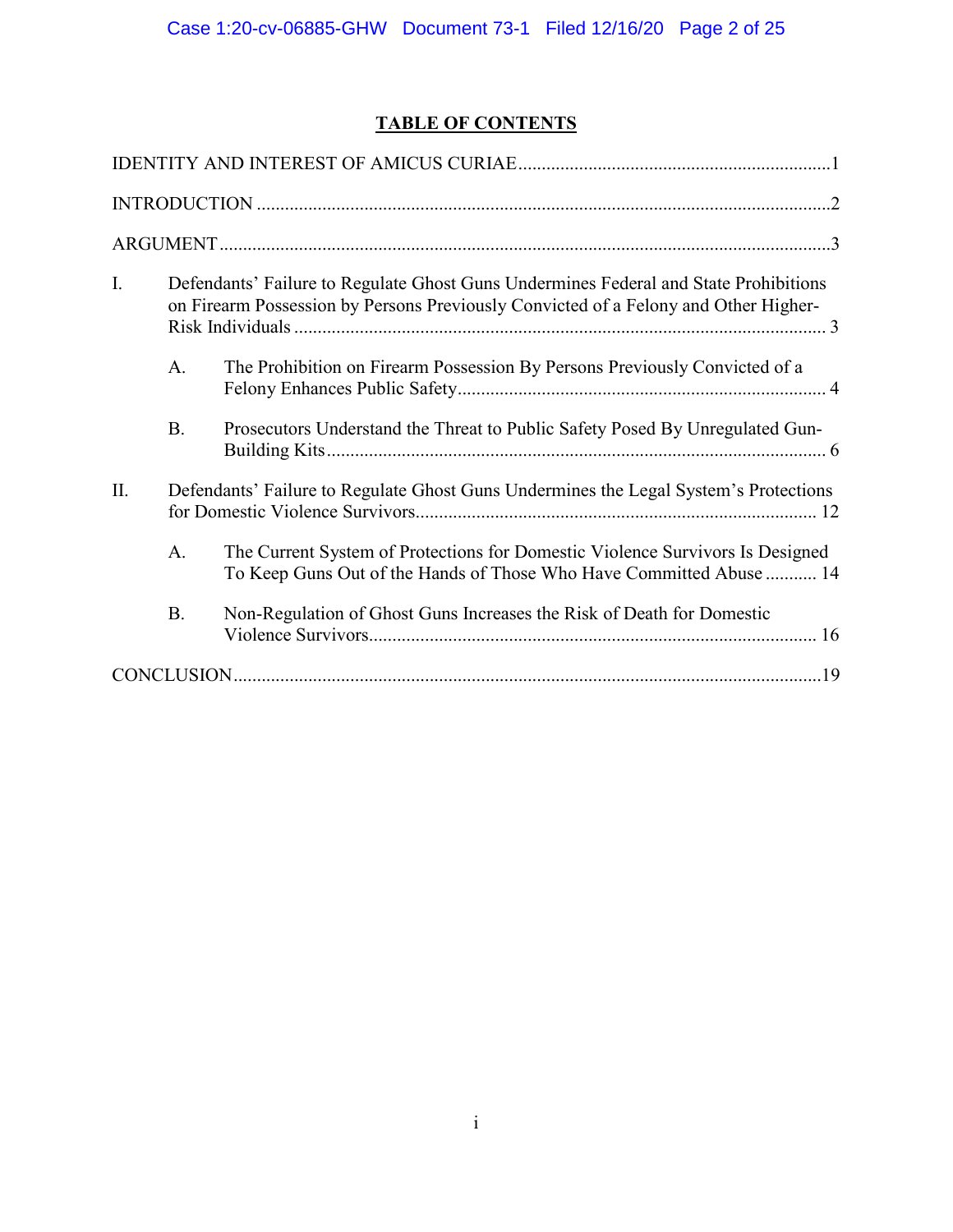## TABLE OF CONTENTS

IDENTITY AND INTEREST OF AMICUS CURIAE ..... 1

INTRODUCTION ..... 2

ARGUMENT ..... 3

I. Defendants' Failure to Regulate Ghost Guns Undermines Federal and State Prohibitions on Firearm Possession by Persons Previously Convicted of a Felony and Other Higher-Risk Individuals ..... 3

  A. The Prohibition on Firearm Possession By Persons Previously Convicted of a Felony Enhances Public Safety ..... 4

  B. Prosecutors Understand the Threat to Public Safety Posed By Unregulated Gun-Building Kits ..... 6

II. Defendants' Failure to Regulate Ghost Guns Undermines the Legal System's Protections for Domestic Violence Survivors ..... 12

  A. The Current System of Protections for Domestic Violence Survivors Is Designed To Keep Guns Out of the Hands of Those Who Have Committed Abuse ..... 14

  B. Non-Regulation of Ghost Guns Increases the Risk of Death for Domestic Violence Survivors ..... 16

CONCLUSION ..... 19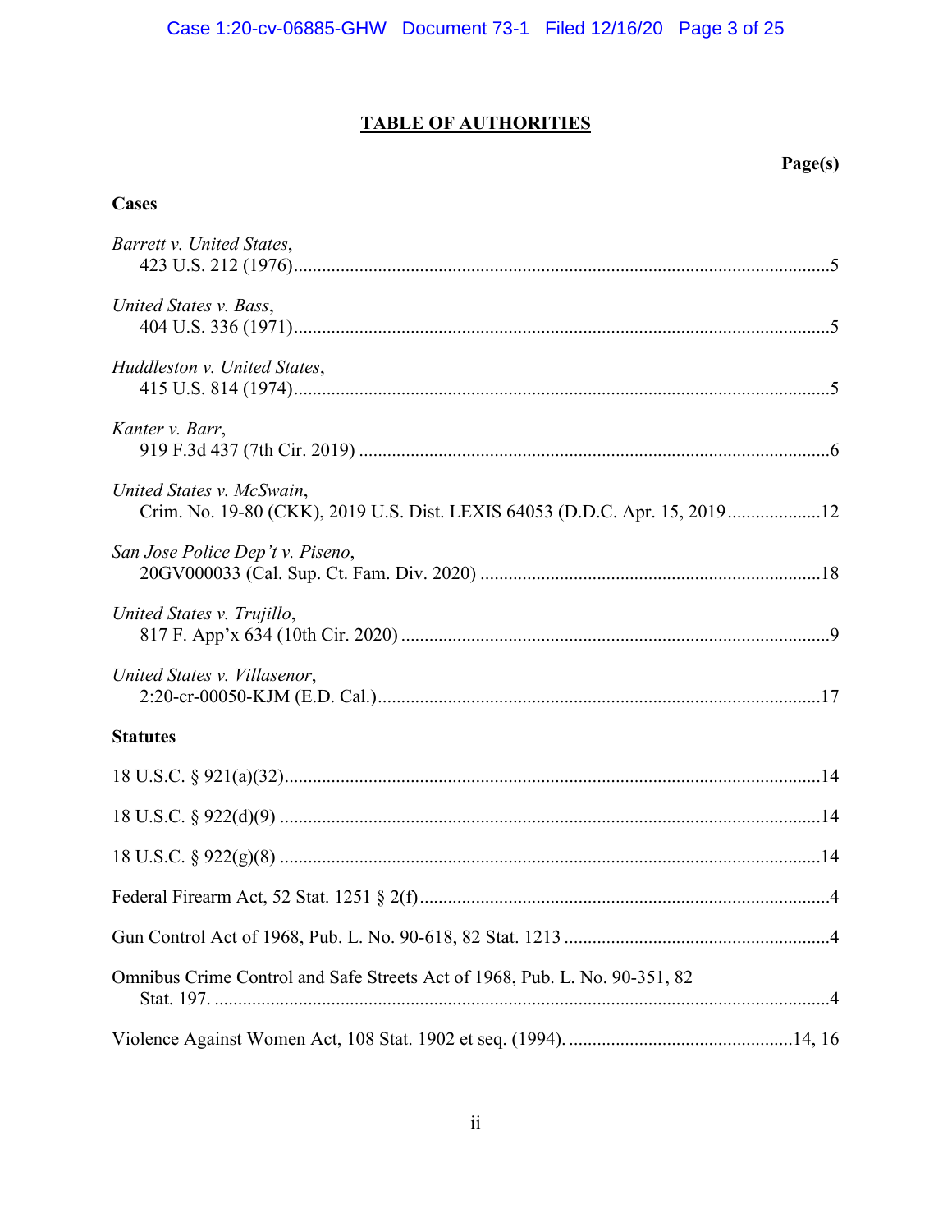# TABLE OF AUTHORITIES

**Page(s)**

## Cases

*Barrett v. United States*,
423 U.S. 212 (1976) ... 5

*United States v. Bass*,
404 U.S. 336 (1971) ... 5

*Huddleston v. United States*,
415 U.S. 814 (1974) ... 5

*Kanter v. Barr*,
919 F.3d 437 (7th Cir. 2019) ... 6

*United States v. McSwain*,
Crim. No. 19-80 (CKK), 2019 U.S. Dist. LEXIS 64053 (D.D.C. Apr. 15, 2019 ... 12

*San Jose Police Dep't v. Piseno*,
20GV000033 (Cal. Sup. Ct. Fam. Div. 2020) ... 18

*United States v. Trujillo*,
817 F. App'x 634 (10th Cir. 2020) ... 9

*United States v. Villasenor*,
2:20-cr-00050-KJM (E.D. Cal.) ... 17

## Statutes

18 U.S.C. § 921(a)(32) ... 14

18 U.S.C. § 922(d)(9) ... 14

18 U.S.C. § 922(g)(8) ... 14

Federal Firearm Act, 52 Stat. 1251 § 2(f) ... 4

Gun Control Act of 1968, Pub. L. No. 90-618, 82 Stat. 1213 ... 4

Omnibus Crime Control and Safe Streets Act of 1968, Pub. L. No. 90-351, 82 Stat. 197. ... 4

Violence Against Women Act, 108 Stat. 1902 et seq. (1994). ... 14, 16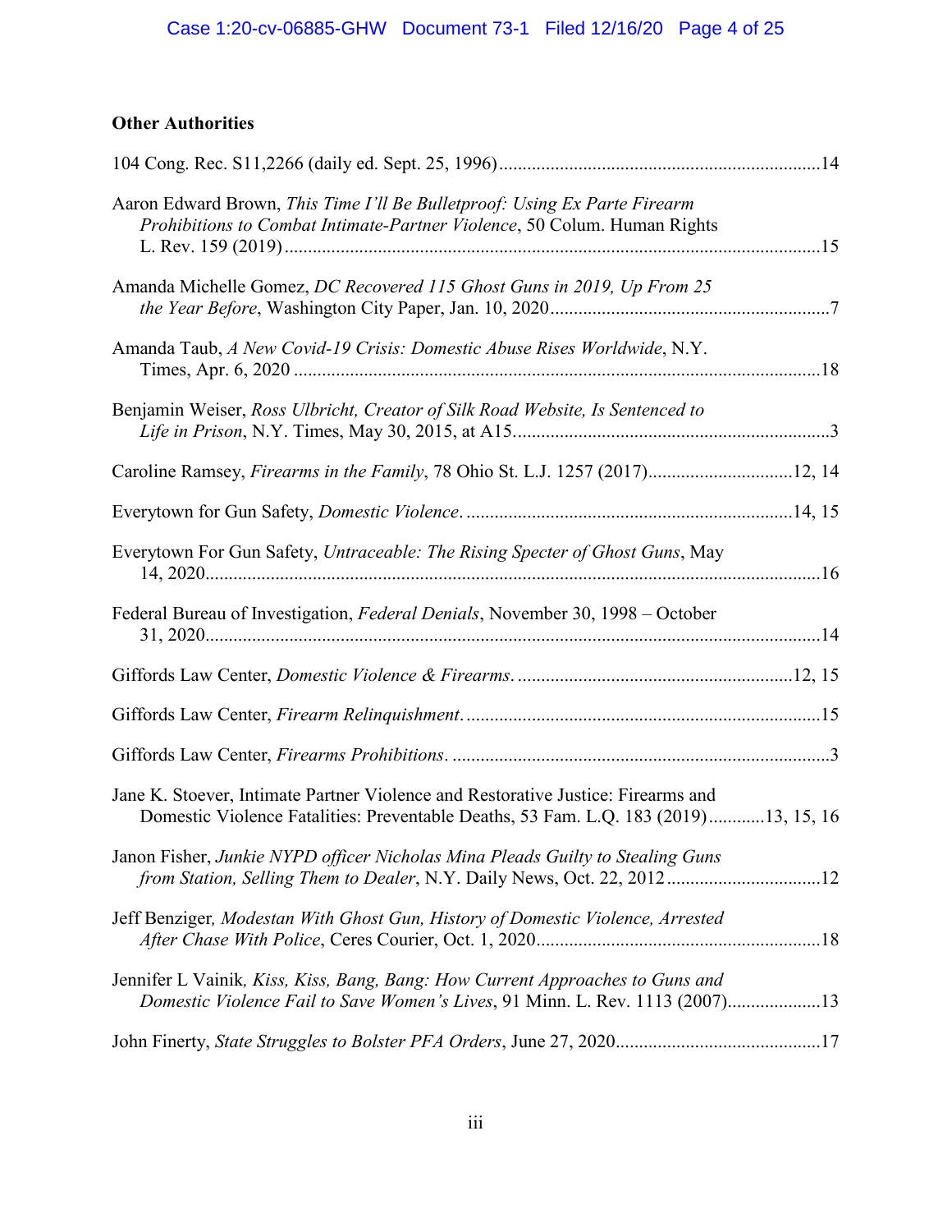**Other Authorities**

104 Cong. Rec. S11,2266 (daily ed. Sept. 25, 1996) .....................................................................14

Aaron Edward Brown, *This Time I'll Be Bulletproof: Using Ex Parte Firearm Prohibitions to Combat Intimate-Partner Violence*, 50 Colum. Human Rights L. Rev. 159 (2019) ....................................................................................................15

Amanda Michelle Gomez, *DC Recovered 115 Ghost Guns in 2019, Up From 25 the Year Before*, Washington City Paper, Jan. 10, 2020............................................................7

Amanda Taub, *A New Covid-19 Crisis: Domestic Abuse Rises Worldwide*, N.Y. Times, Apr. 6, 2020 ..................................................................................................18

Benjamin Weiser, *Ross Ulbricht, Creator of Silk Road Website, Is Sentenced to Life in Prison*, N.Y. Times, May 30, 2015, at A15....................................................................3

Caroline Ramsey, *Firearms in the Family*, 78 Ohio St. L.J. 1257 (2017)...............................12, 14

Everytown for Gun Safety, *Domestic Violence*. .....................................................................14, 15

Everytown For Gun Safety, *Untraceable: The Rising Specter of Ghost Guns*, May 14, 2020...................................................................................................................16

Federal Bureau of Investigation, *Federal Denials*, November 30, 1998 – October 31, 2020...................................................................................................................14

Giffords Law Center, *Domestic Violence & Firearms*. ..........................................................12, 15

Giffords Law Center, *Firearm Relinquishment*. ...........................................................................15

Giffords Law Center, *Firearms Prohibitions*. .................................................................................3

Jane K. Stoever, Intimate Partner Violence and Restorative Justice: Firearms and Domestic Violence Fatalities: Preventable Deaths, 53 Fam. L.Q. 183 (2019)............13, 15, 16

Janon Fisher, *Junkie NYPD officer Nicholas Mina Pleads Guilty to Stealing Guns from Station, Selling Them to Dealer*, N.Y. Daily News, Oct. 22, 2012 ................................12

Jeff Benziger*, Modestan With Ghost Gun, History of Domestic Violence, Arrested After Chase With Police*, Ceres Courier, Oct. 1, 2020............................................................18

Jennifer L Vainik*, Kiss, Kiss, Bang, Bang: How Current Approaches to Guns and Domestic Violence Fail to Save Women's Lives*, 91 Minn. L. Rev. 1113 (2007)....................13

John Finerty, *State Struggles to Bolster PFA Orders*, June 27, 2020............................................17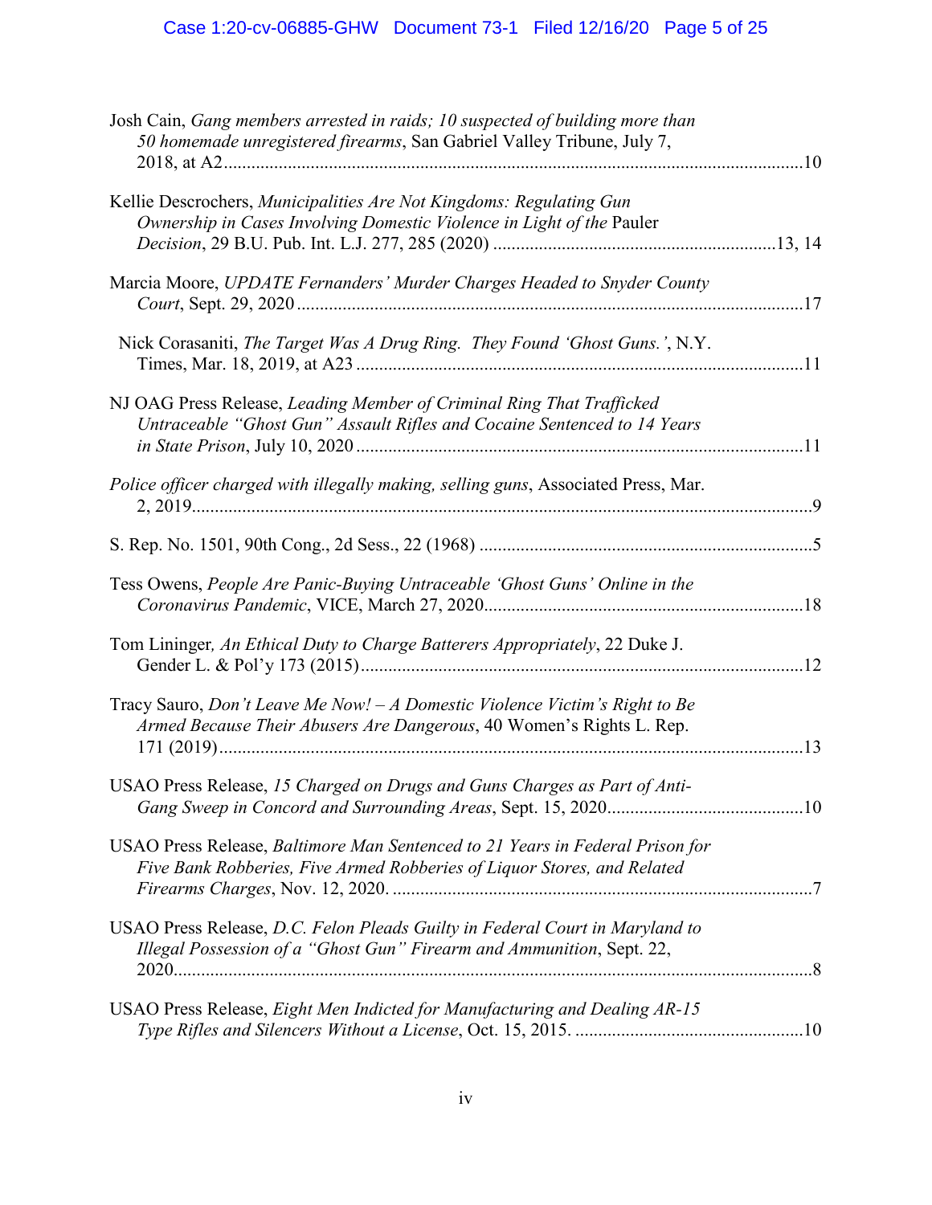Josh Cain, *Gang members arrested in raids; 10 suspected of building more than 50 homemade unregistered firearms*, San Gabriel Valley Tribune, July 7, 2018, at A2 ........................................ 10

Kellie Descrochers, *Municipalities Are Not Kingdoms: Regulating Gun Ownership in Cases Involving Domestic Violence in Light of the* Pauler *Decision*, 29 B.U. Pub. Int. L.J. 277, 285 (2020) ........................................ 13, 14

Marcia Moore, *UPDATE Fernanders' Murder Charges Headed to Snyder County Court*, Sept. 29, 2020 ........................................ 17

Nick Corasaniti, *The Target Was A Drug Ring. They Found 'Ghost Guns.'*, N.Y. Times, Mar. 18, 2019, at A23 ........................................ 11

NJ OAG Press Release, *Leading Member of Criminal Ring That Trafficked Untraceable "Ghost Gun" Assault Rifles and Cocaine Sentenced to 14 Years in State Prison*, July 10, 2020 ........................................ 11

*Police officer charged with illegally making, selling guns*, Associated Press, Mar. 2, 2019 ........................................ 9

S. Rep. No. 1501, 90th Cong., 2d Sess., 22 (1968) ........................................ 5

Tess Owens, *People Are Panic-Buying Untraceable 'Ghost Guns' Online in the Coronavirus Pandemic*, VICE, March 27, 2020 ........................................ 18

Tom Lininger, *An Ethical Duty to Charge Batterers Appropriately*, 22 Duke J. Gender L. & Pol'y 173 (2015) ........................................ 12

Tracy Sauro, *Don't Leave Me Now! – A Domestic Violence Victim's Right to Be Armed Because Their Abusers Are Dangerous*, 40 Women's Rights L. Rep. 171 (2019) ........................................ 13

USAO Press Release, *15 Charged on Drugs and Guns Charges as Part of Anti-Gang Sweep in Concord and Surrounding Areas*, Sept. 15, 2020 ........................................ 10

USAO Press Release, *Baltimore Man Sentenced to 21 Years in Federal Prison for Five Bank Robberies, Five Armed Robberies of Liquor Stores, and Related Firearms Charges*, Nov. 12, 2020. ........................................ 7

USAO Press Release, *D.C. Felon Pleads Guilty in Federal Court in Maryland to Illegal Possession of a "Ghost Gun" Firearm and Ammunition*, Sept. 22, 2020 ........................................ 8

USAO Press Release, *Eight Men Indicted for Manufacturing and Dealing AR-15 Type Rifles and Silencers Without a License*, Oct. 15, 2015. ........................................ 10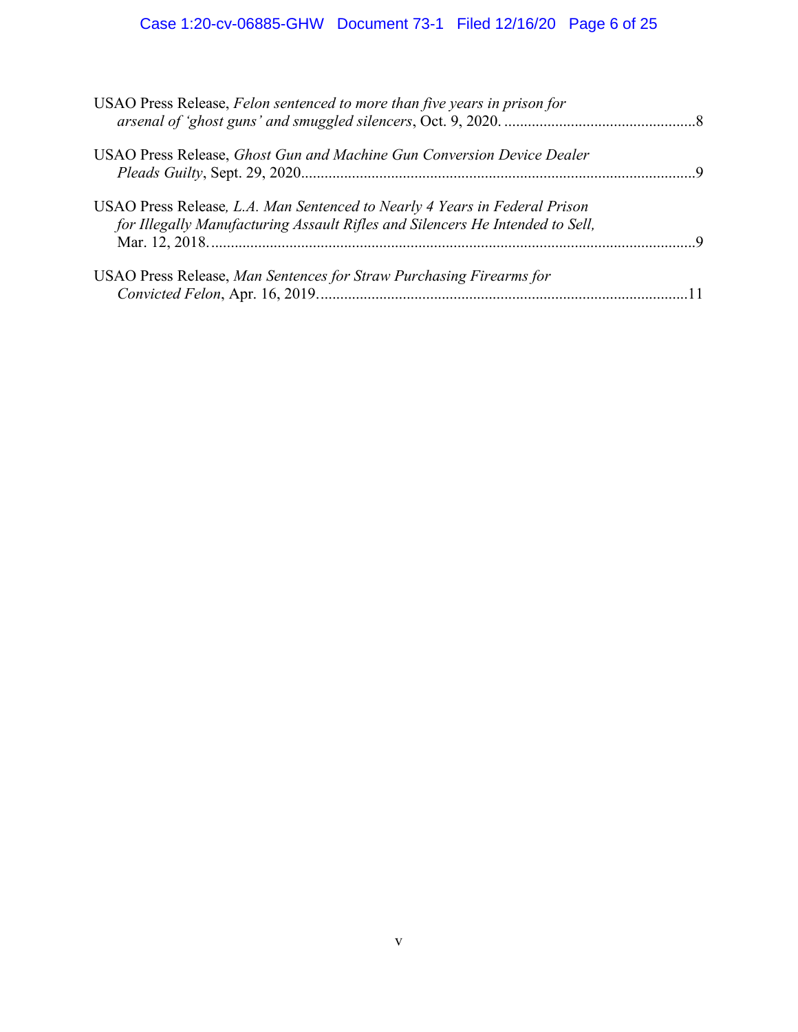USAO Press Release, *Felon sentenced to more than five years in prison for arsenal of 'ghost guns' and smuggled silencers*, Oct. 9, 2020. ................................................8

USAO Press Release, *Ghost Gun and Machine Gun Conversion Device Dealer Pleads Guilty*, Sept. 29, 2020....................................................................................................9

USAO Press Release*, L.A. Man Sentenced to Nearly 4 Years in Federal Prison for Illegally Manufacturing Assault Rifles and Silencers He Intended to Sell,* Mar. 12, 2018...........................................................................................................................9

USAO Press Release, *Man Sentences for Straw Purchasing Firearms for Convicted Felon*, Apr. 16, 2019.............................................................................................11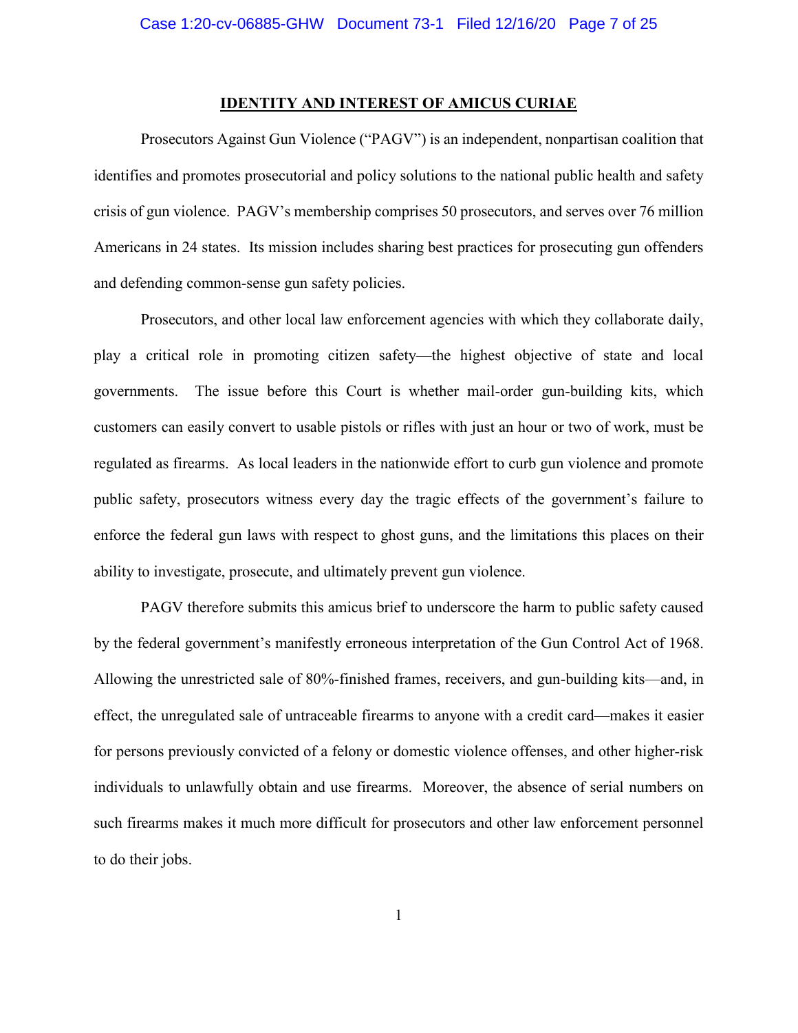## IDENTITY AND INTEREST OF AMICUS CURIAE

Prosecutors Against Gun Violence ("PAGV") is an independent, nonpartisan coalition that identifies and promotes prosecutorial and policy solutions to the national public health and safety crisis of gun violence. PAGV's membership comprises 50 prosecutors, and serves over 76 million Americans in 24 states. Its mission includes sharing best practices for prosecuting gun offenders and defending common-sense gun safety policies.

Prosecutors, and other local law enforcement agencies with which they collaborate daily, play a critical role in promoting citizen safety—the highest objective of state and local governments. The issue before this Court is whether mail-order gun-building kits, which customers can easily convert to usable pistols or rifles with just an hour or two of work, must be regulated as firearms. As local leaders in the nationwide effort to curb gun violence and promote public safety, prosecutors witness every day the tragic effects of the government's failure to enforce the federal gun laws with respect to ghost guns, and the limitations this places on their ability to investigate, prosecute, and ultimately prevent gun violence.

PAGV therefore submits this amicus brief to underscore the harm to public safety caused by the federal government's manifestly erroneous interpretation of the Gun Control Act of 1968. Allowing the unrestricted sale of 80%-finished frames, receivers, and gun-building kits—and, in effect, the unregulated sale of untraceable firearms to anyone with a credit card—makes it easier for persons previously convicted of a felony or domestic violence offenses, and other higher-risk individuals to unlawfully obtain and use firearms. Moreover, the absence of serial numbers on such firearms makes it much more difficult for prosecutors and other law enforcement personnel to do their jobs.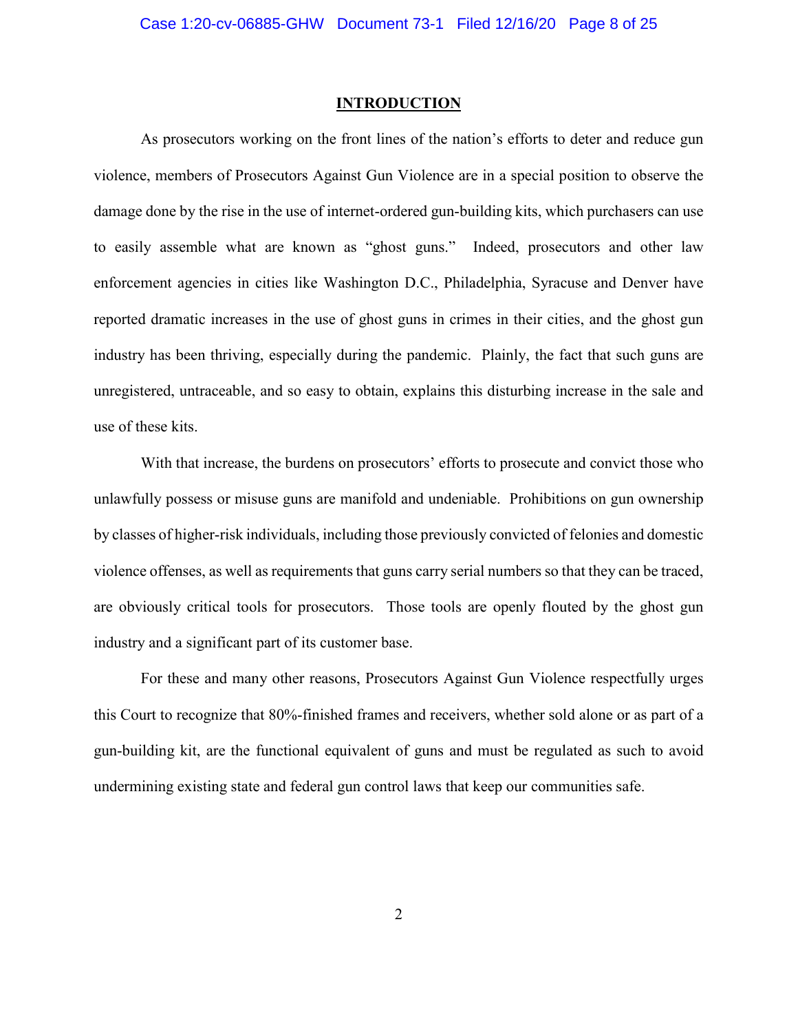## INTRODUCTION

As prosecutors working on the front lines of the nation's efforts to deter and reduce gun violence, members of Prosecutors Against Gun Violence are in a special position to observe the damage done by the rise in the use of internet-ordered gun-building kits, which purchasers can use to easily assemble what are known as "ghost guns." Indeed, prosecutors and other law enforcement agencies in cities like Washington D.C., Philadelphia, Syracuse and Denver have reported dramatic increases in the use of ghost guns in crimes in their cities, and the ghost gun industry has been thriving, especially during the pandemic. Plainly, the fact that such guns are unregistered, untraceable, and so easy to obtain, explains this disturbing increase in the sale and use of these kits.

With that increase, the burdens on prosecutors' efforts to prosecute and convict those who unlawfully possess or misuse guns are manifold and undeniable. Prohibitions on gun ownership by classes of higher-risk individuals, including those previously convicted of felonies and domestic violence offenses, as well as requirements that guns carry serial numbers so that they can be traced, are obviously critical tools for prosecutors. Those tools are openly flouted by the ghost gun industry and a significant part of its customer base.

For these and many other reasons, Prosecutors Against Gun Violence respectfully urges this Court to recognize that 80%-finished frames and receivers, whether sold alone or as part of a gun-building kit, are the functional equivalent of guns and must be regulated as such to avoid undermining existing state and federal gun control laws that keep our communities safe.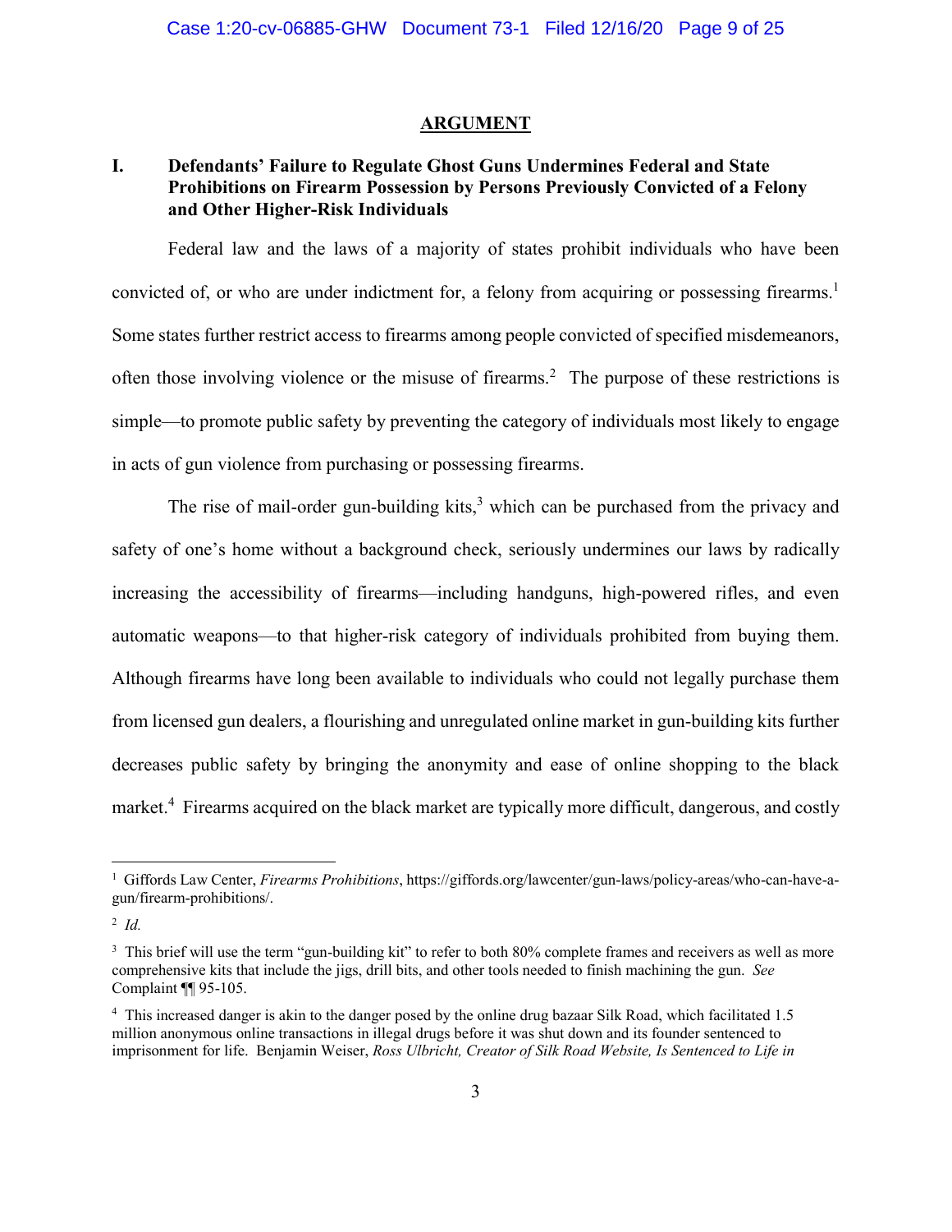## ARGUMENT

### I. Defendants' Failure to Regulate Ghost Guns Undermines Federal and State Prohibitions on Firearm Possession by Persons Previously Convicted of a Felony and Other Higher-Risk Individuals

Federal law and the laws of a majority of states prohibit individuals who have been convicted of, or who are under indictment for, a felony from acquiring or possessing firearms.[1] Some states further restrict access to firearms among people convicted of specified misdemeanors, often those involving violence or the misuse of firearms.[2] The purpose of these restrictions is simple—to promote public safety by preventing the category of individuals most likely to engage in acts of gun violence from purchasing or possessing firearms.

The rise of mail-order gun-building kits,[3] which can be purchased from the privacy and safety of one's home without a background check, seriously undermines our laws by radically increasing the accessibility of firearms—including handguns, high-powered rifles, and even automatic weapons—to that higher-risk category of individuals prohibited from buying them. Although firearms have long been available to individuals who could not legally purchase them from licensed gun dealers, a flourishing and unregulated online market in gun-building kits further decreases public safety by bringing the anonymity and ease of online shopping to the black market.[4] Firearms acquired on the black market are typically more difficult, dangerous, and costly

---

[1] Giffords Law Center, *Firearms Prohibitions*, https://giffords.org/lawcenter/gun-laws/policy-areas/who-can-have-a-gun/firearm-prohibitions/.

[2] *Id.*

[3] This brief will use the term "gun-building kit" to refer to both 80% complete frames and receivers as well as more comprehensive kits that include the jigs, drill bits, and other tools needed to finish machining the gun. *See* Complaint ¶¶ 95-105.

[4] This increased danger is akin to the danger posed by the online drug bazaar Silk Road, which facilitated 1.5 million anonymous online transactions in illegal drugs before it was shut down and its founder sentenced to imprisonment for life. Benjamin Weiser, *Ross Ulbricht, Creator of Silk Road Website, Is Sentenced to Life in*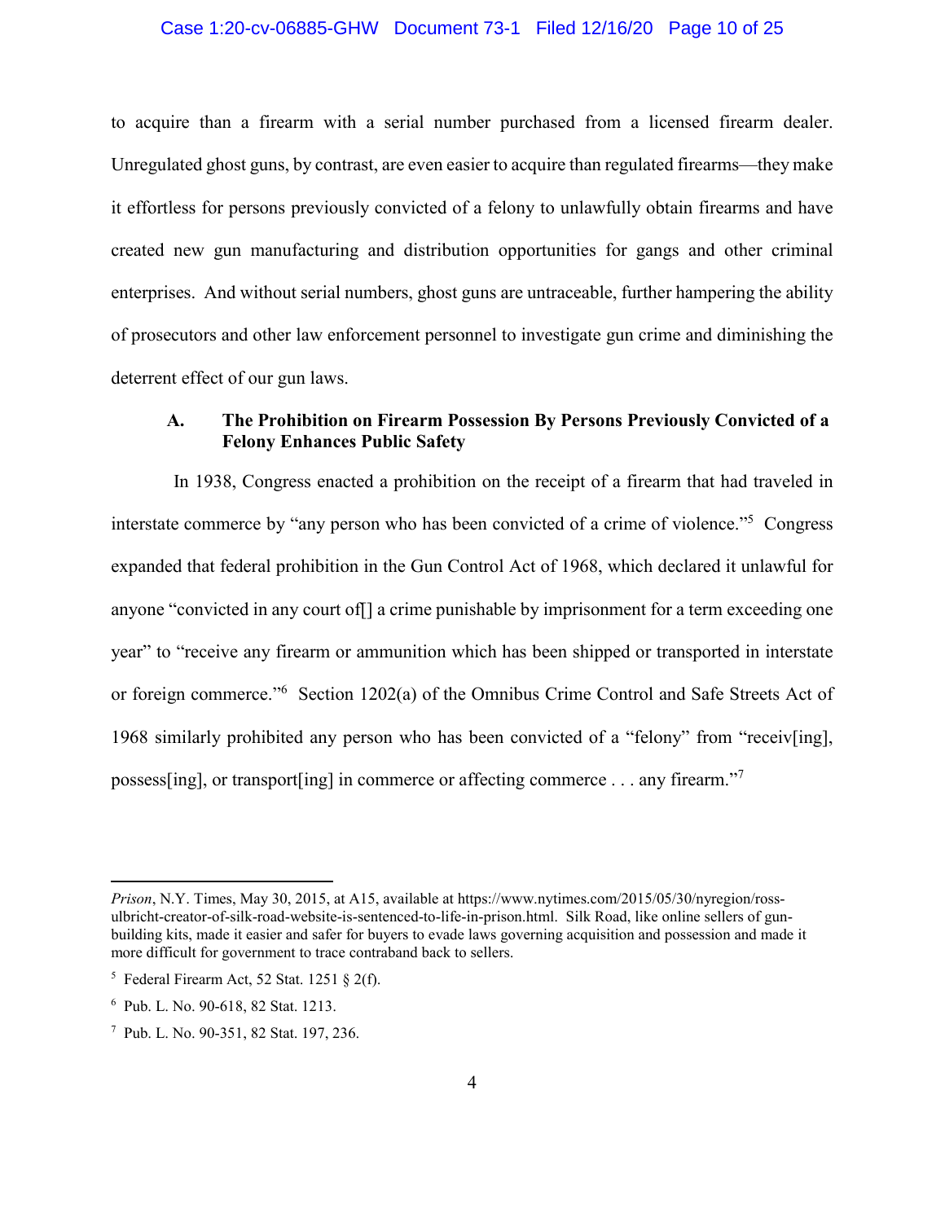to acquire than a firearm with a serial number purchased from a licensed firearm dealer. Unregulated ghost guns, by contrast, are even easier to acquire than regulated firearms—they make it effortless for persons previously convicted of a felony to unlawfully obtain firearms and have created new gun manufacturing and distribution opportunities for gangs and other criminal enterprises. And without serial numbers, ghost guns are untraceable, further hampering the ability of prosecutors and other law enforcement personnel to investigate gun crime and diminishing the deterrent effect of our gun laws.

### A. The Prohibition on Firearm Possession By Persons Previously Convicted of a Felony Enhances Public Safety

In 1938, Congress enacted a prohibition on the receipt of a firearm that had traveled in interstate commerce by "any person who has been convicted of a crime of violence."[5] Congress expanded that federal prohibition in the Gun Control Act of 1968, which declared it unlawful for anyone "convicted in any court of[] a crime punishable by imprisonment for a term exceeding one year" to "receive any firearm or ammunition which has been shipped or transported in interstate or foreign commerce."[6] Section 1202(a) of the Omnibus Crime Control and Safe Streets Act of 1968 similarly prohibited any person who has been convicted of a "felony" from "receiv[ing], possess[ing], or transport[ing] in commerce or affecting commerce . . . any firearm."[7]

---

*Prison*, N.Y. Times, May 30, 2015, at A15, available at https://www.nytimes.com/2015/05/30/nyregion/ross-ulbricht-creator-of-silk-road-website-is-sentenced-to-life-in-prison.html. Silk Road, like online sellers of gun-building kits, made it easier and safer for buyers to evade laws governing acquisition and possession and made it more difficult for government to trace contraband back to sellers.

[5] Federal Firearm Act, 52 Stat. 1251 § 2(f).

[6] Pub. L. No. 90-618, 82 Stat. 1213.

[7] Pub. L. No. 90-351, 82 Stat. 197, 236.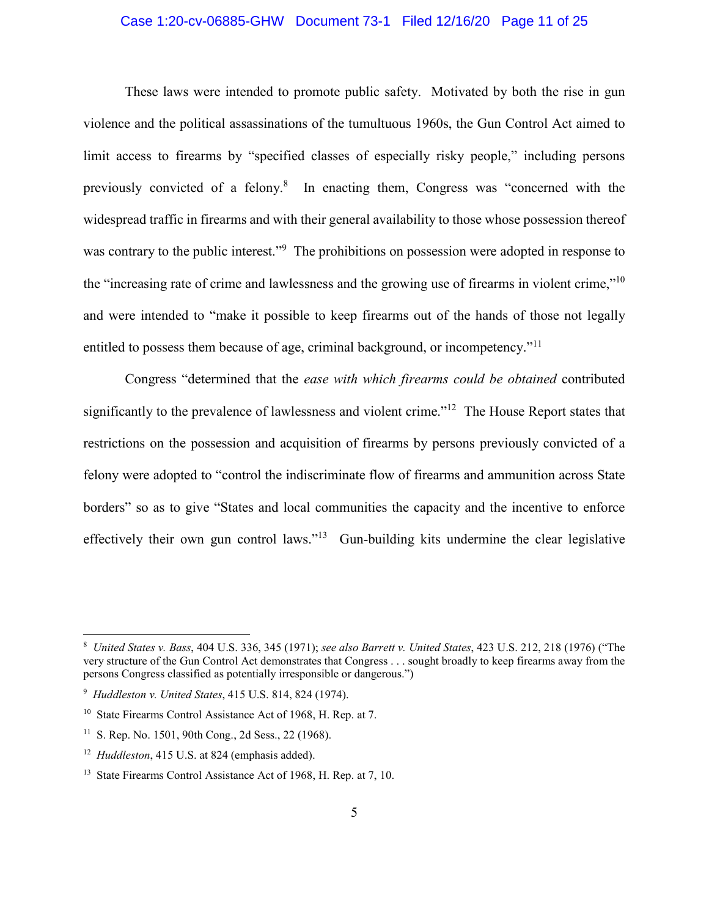These laws were intended to promote public safety. Motivated by both the rise in gun violence and the political assassinations of the tumultuous 1960s, the Gun Control Act aimed to limit access to firearms by "specified classes of especially risky people," including persons previously convicted of a felony.[8] In enacting them, Congress was "concerned with the widespread traffic in firearms and with their general availability to those whose possession thereof was contrary to the public interest."[9] The prohibitions on possession were adopted in response to the "increasing rate of crime and lawlessness and the growing use of firearms in violent crime,"[10] and were intended to "make it possible to keep firearms out of the hands of those not legally entitled to possess them because of age, criminal background, or incompetency."[11]

Congress "determined that the *ease with which firearms could be obtained* contributed significantly to the prevalence of lawlessness and violent crime."[12] The House Report states that restrictions on the possession and acquisition of firearms by persons previously convicted of a felony were adopted to "control the indiscriminate flow of firearms and ammunition across State borders" so as to give "States and local communities the capacity and the incentive to enforce effectively their own gun control laws."[13] Gun-building kits undermine the clear legislative

---

[8] *United States v. Bass*, 404 U.S. 336, 345 (1971); *see also Barrett v. United States*, 423 U.S. 212, 218 (1976) ("The very structure of the Gun Control Act demonstrates that Congress . . . sought broadly to keep firearms away from the persons Congress classified as potentially irresponsible or dangerous.")

[9] *Huddleston v. United States*, 415 U.S. 814, 824 (1974).

[10] State Firearms Control Assistance Act of 1968, H. Rep. at 7.

[11] S. Rep. No. 1501, 90th Cong., 2d Sess., 22 (1968).

[12] *Huddleston*, 415 U.S. at 824 (emphasis added).

[13] State Firearms Control Assistance Act of 1968, H. Rep. at 7, 10.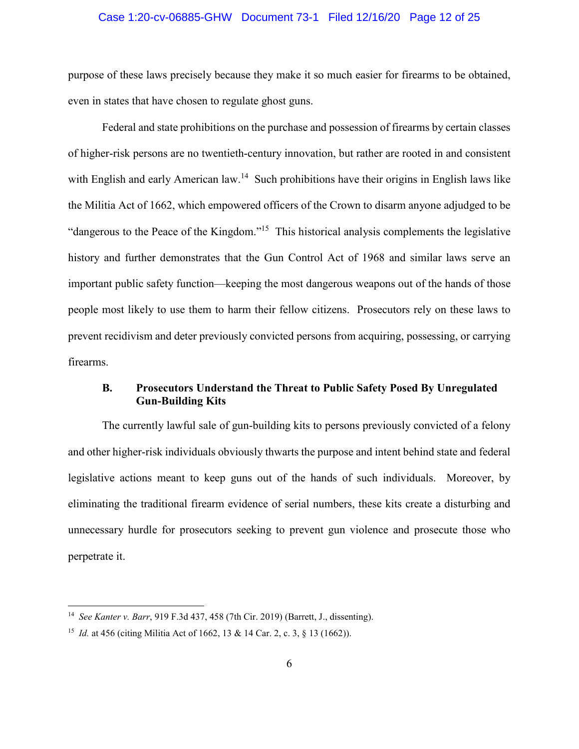purpose of these laws precisely because they make it so much easier for firearms to be obtained, even in states that have chosen to regulate ghost guns.

Federal and state prohibitions on the purchase and possession of firearms by certain classes of higher-risk persons are no twentieth-century innovation, but rather are rooted in and consistent with English and early American law.[14] Such prohibitions have their origins in English laws like the Militia Act of 1662, which empowered officers of the Crown to disarm anyone adjudged to be "dangerous to the Peace of the Kingdom."[15] This historical analysis complements the legislative history and further demonstrates that the Gun Control Act of 1968 and similar laws serve an important public safety function—keeping the most dangerous weapons out of the hands of those people most likely to use them to harm their fellow citizens. Prosecutors rely on these laws to prevent recidivism and deter previously convicted persons from acquiring, possessing, or carrying firearms.

### B. Prosecutors Understand the Threat to Public Safety Posed By Unregulated Gun-Building Kits

The currently lawful sale of gun-building kits to persons previously convicted of a felony and other higher-risk individuals obviously thwarts the purpose and intent behind state and federal legislative actions meant to keep guns out of the hands of such individuals. Moreover, by eliminating the traditional firearm evidence of serial numbers, these kits create a disturbing and unnecessary hurdle for prosecutors seeking to prevent gun violence and prosecute those who perpetrate it.

---

[14] *See Kanter v. Barr*, 919 F.3d 437, 458 (7th Cir. 2019) (Barrett, J., dissenting).

[15] *Id.* at 456 (citing Militia Act of 1662, 13 & 14 Car. 2, c. 3, § 13 (1662)).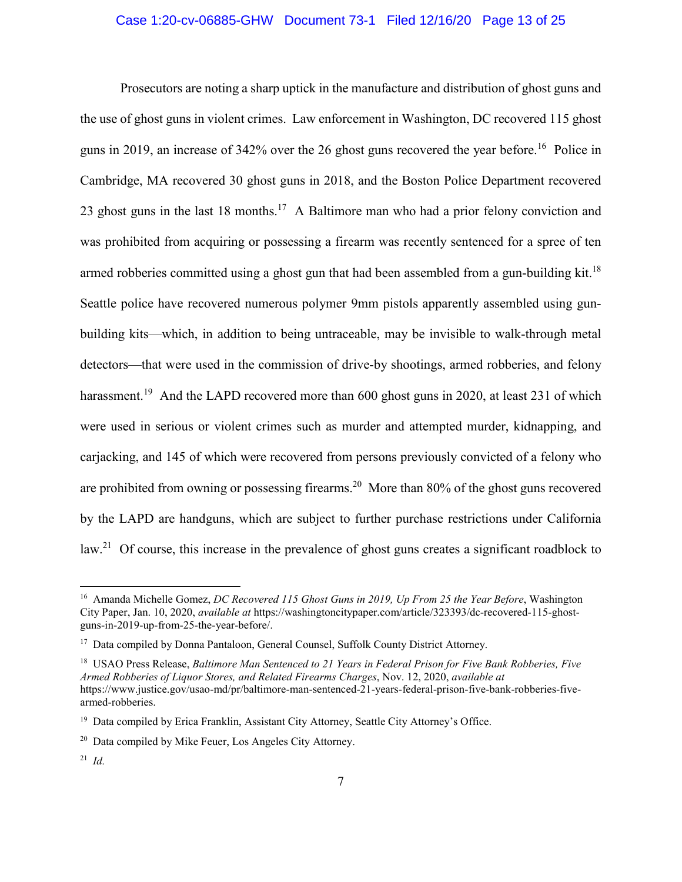Prosecutors are noting a sharp uptick in the manufacture and distribution of ghost guns and the use of ghost guns in violent crimes. Law enforcement in Washington, DC recovered 115 ghost guns in 2019, an increase of 342% over the 26 ghost guns recovered the year before.[16] Police in Cambridge, MA recovered 30 ghost guns in 2018, and the Boston Police Department recovered 23 ghost guns in the last 18 months.[17] A Baltimore man who had a prior felony conviction and was prohibited from acquiring or possessing a firearm was recently sentenced for a spree of ten armed robberies committed using a ghost gun that had been assembled from a gun-building kit.[18] Seattle police have recovered numerous polymer 9mm pistols apparently assembled using gun-building kits—which, in addition to being untraceable, may be invisible to walk-through metal detectors—that were used in the commission of drive-by shootings, armed robberies, and felony harassment.[19] And the LAPD recovered more than 600 ghost guns in 2020, at least 231 of which were used in serious or violent crimes such as murder and attempted murder, kidnapping, and carjacking, and 145 of which were recovered from persons previously convicted of a felony who are prohibited from owning or possessing firearms.[20] More than 80% of the ghost guns recovered by the LAPD are handguns, which are subject to further purchase restrictions under California law.[21] Of course, this increase in the prevalence of ghost guns creates a significant roadblock to

---

[16] Amanda Michelle Gomez, *DC Recovered 115 Ghost Guns in 2019, Up From 25 the Year Before*, Washington City Paper, Jan. 10, 2020, *available at* https://washingtoncitypaper.com/article/323393/dc-recovered-115-ghost-guns-in-2019-up-from-25-the-year-before/.

[17] Data compiled by Donna Pantaloon, General Counsel, Suffolk County District Attorney.

[18] USAO Press Release, *Baltimore Man Sentenced to 21 Years in Federal Prison for Five Bank Robberies, Five Armed Robberies of Liquor Stores, and Related Firearms Charges*, Nov. 12, 2020, *available at* https://www.justice.gov/usao-md/pr/baltimore-man-sentenced-21-years-federal-prison-five-bank-robberies-five-armed-robberies.

[19] Data compiled by Erica Franklin, Assistant City Attorney, Seattle City Attorney's Office.

[20] Data compiled by Mike Feuer, Los Angeles City Attorney.

[21] *Id.*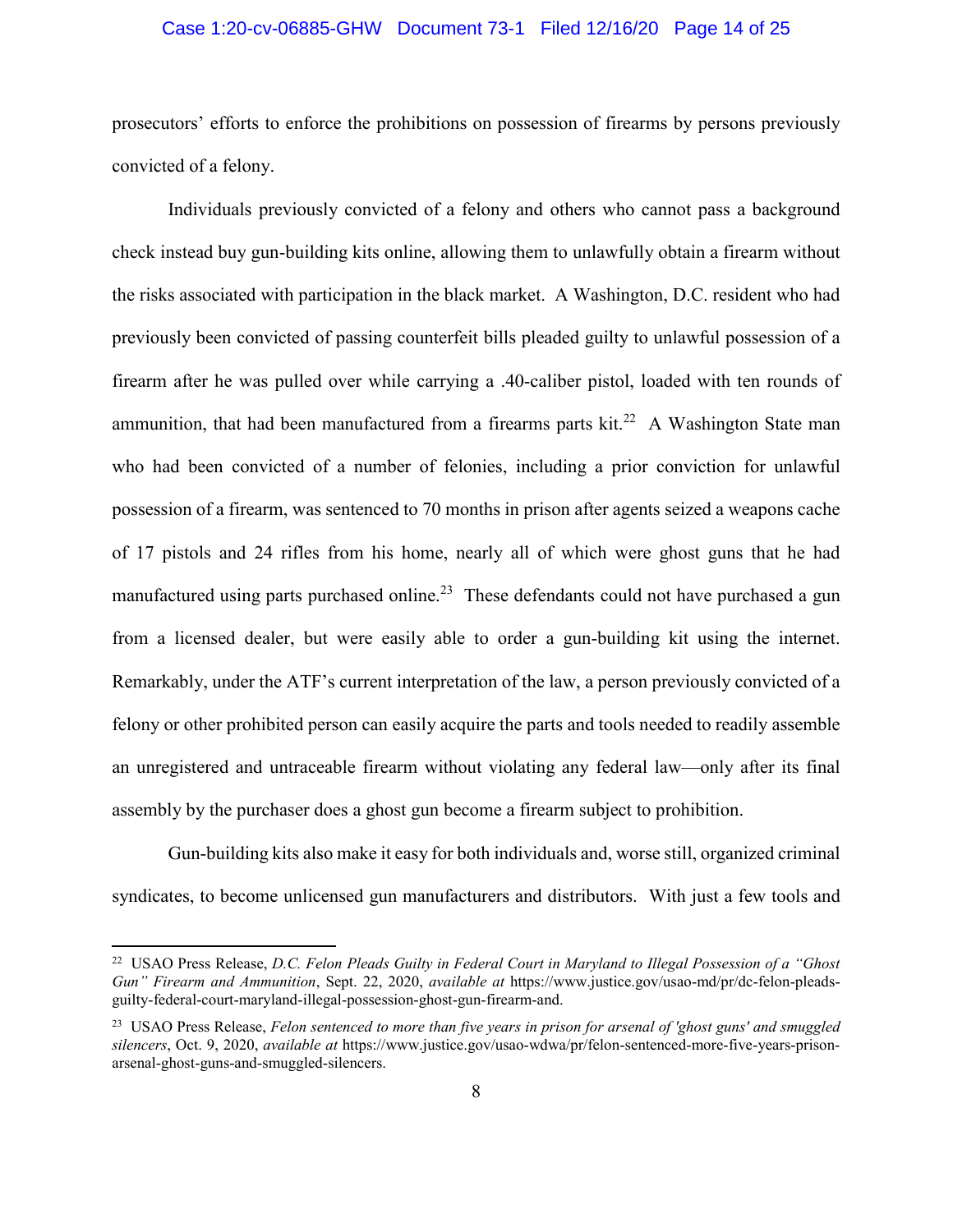prosecutors' efforts to enforce the prohibitions on possession of firearms by persons previously convicted of a felony.

Individuals previously convicted of a felony and others who cannot pass a background check instead buy gun-building kits online, allowing them to unlawfully obtain a firearm without the risks associated with participation in the black market. A Washington, D.C. resident who had previously been convicted of passing counterfeit bills pleaded guilty to unlawful possession of a firearm after he was pulled over while carrying a .40-caliber pistol, loaded with ten rounds of ammunition, that had been manufactured from a firearms parts kit.[22] A Washington State man who had been convicted of a number of felonies, including a prior conviction for unlawful possession of a firearm, was sentenced to 70 months in prison after agents seized a weapons cache of 17 pistols and 24 rifles from his home, nearly all of which were ghost guns that he had manufactured using parts purchased online.[23] These defendants could not have purchased a gun from a licensed dealer, but were easily able to order a gun-building kit using the internet. Remarkably, under the ATF's current interpretation of the law, a person previously convicted of a felony or other prohibited person can easily acquire the parts and tools needed to readily assemble an unregistered and untraceable firearm without violating any federal law—only after its final assembly by the purchaser does a ghost gun become a firearm subject to prohibition.

Gun-building kits also make it easy for both individuals and, worse still, organized criminal syndicates, to become unlicensed gun manufacturers and distributors. With just a few tools and

---

[22] USAO Press Release, *D.C. Felon Pleads Guilty in Federal Court in Maryland to Illegal Possession of a "Ghost Gun" Firearm and Ammunition*, Sept. 22, 2020, *available at* https://www.justice.gov/usao-md/pr/dc-felon-pleads-guilty-federal-court-maryland-illegal-possession-ghost-gun-firearm-and.

[23] USAO Press Release, *Felon sentenced to more than five years in prison for arsenal of 'ghost guns' and smuggled silencers*, Oct. 9, 2020, *available at* https://www.justice.gov/usao-wdwa/pr/felon-sentenced-more-five-years-prison-arsenal-ghost-guns-and-smuggled-silencers.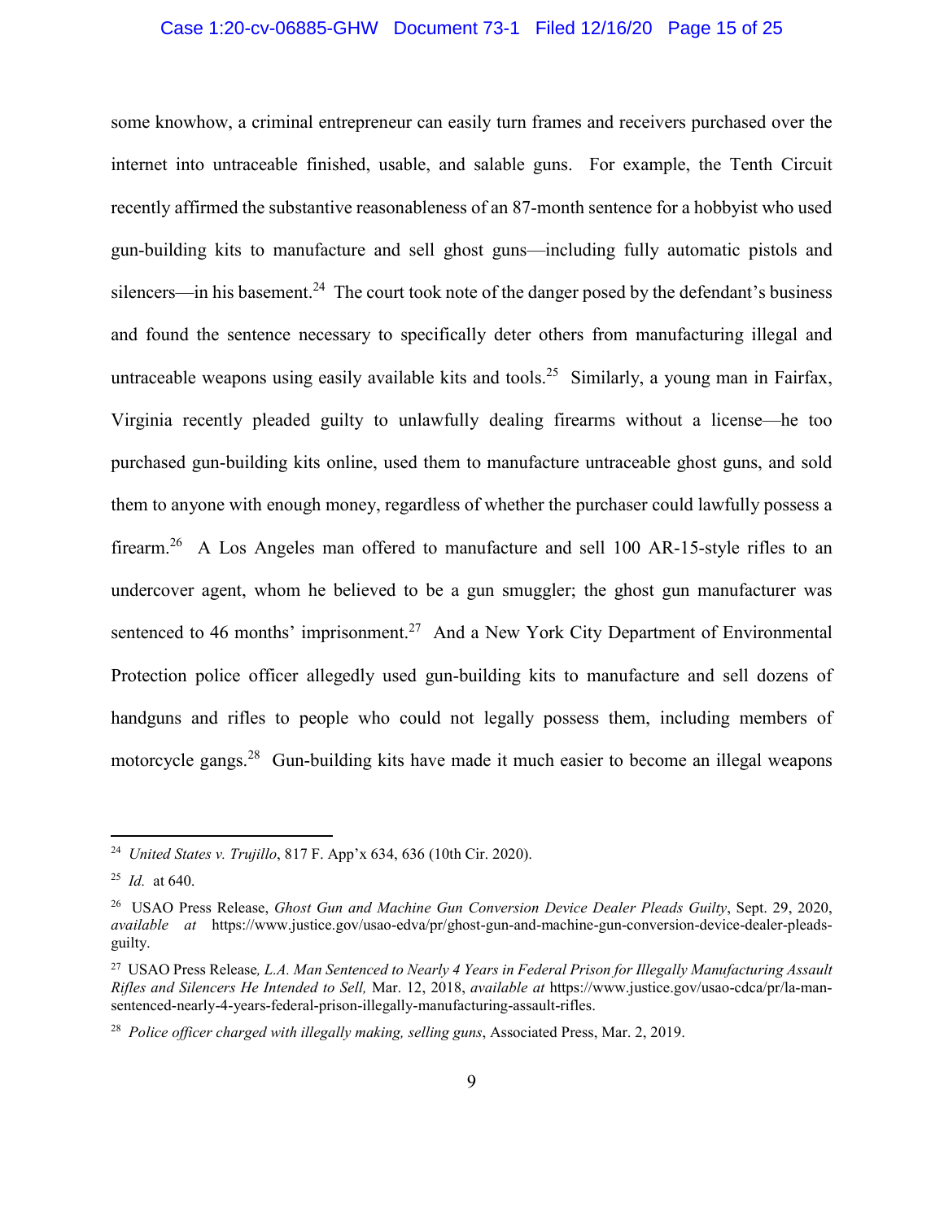some knowhow, a criminal entrepreneur can easily turn frames and receivers purchased over the internet into untraceable finished, usable, and salable guns. For example, the Tenth Circuit recently affirmed the substantive reasonableness of an 87-month sentence for a hobbyist who used gun-building kits to manufacture and sell ghost guns—including fully automatic pistols and silencers—in his basement.[24] The court took note of the danger posed by the defendant's business and found the sentence necessary to specifically deter others from manufacturing illegal and untraceable weapons using easily available kits and tools.[25] Similarly, a young man in Fairfax, Virginia recently pleaded guilty to unlawfully dealing firearms without a license—he too purchased gun-building kits online, used them to manufacture untraceable ghost guns, and sold them to anyone with enough money, regardless of whether the purchaser could lawfully possess a firearm.[26] A Los Angeles man offered to manufacture and sell 100 AR-15-style rifles to an undercover agent, whom he believed to be a gun smuggler; the ghost gun manufacturer was sentenced to 46 months' imprisonment.[27] And a New York City Department of Environmental Protection police officer allegedly used gun-building kits to manufacture and sell dozens of handguns and rifles to people who could not legally possess them, including members of motorcycle gangs.[28] Gun-building kits have made it much easier to become an illegal weapons

---

[24] *United States v. Trujillo*, 817 F. App'x 634, 636 (10th Cir. 2020).

[25] *Id.* at 640.

[26] USAO Press Release, *Ghost Gun and Machine Gun Conversion Device Dealer Pleads Guilty*, Sept. 29, 2020, *available at* https://www.justice.gov/usao-edva/pr/ghost-gun-and-machine-gun-conversion-device-dealer-pleads-guilty.

[27] USAO Press Release, *L.A. Man Sentenced to Nearly 4 Years in Federal Prison for Illegally Manufacturing Assault Rifles and Silencers He Intended to Sell,* Mar. 12, 2018, *available at* https://www.justice.gov/usao-cdca/pr/la-man-sentenced-nearly-4-years-federal-prison-illegally-manufacturing-assault-rifles.

[28] *Police officer charged with illegally making, selling guns*, Associated Press, Mar. 2, 2019.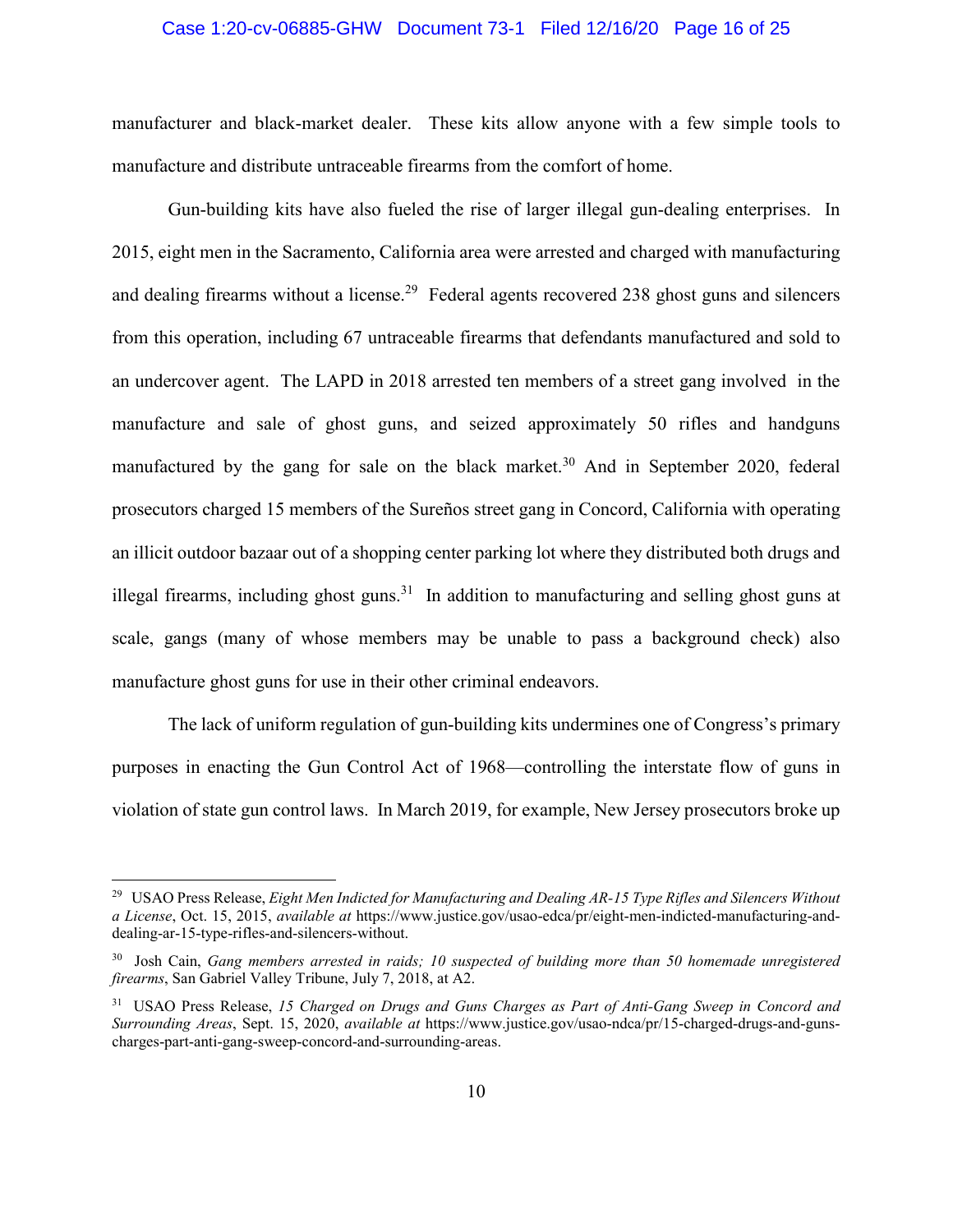manufacturer and black-market dealer. These kits allow anyone with a few simple tools to manufacture and distribute untraceable firearms from the comfort of home.

Gun-building kits have also fueled the rise of larger illegal gun-dealing enterprises. In 2015, eight men in the Sacramento, California area were arrested and charged with manufacturing and dealing firearms without a license.[29] Federal agents recovered 238 ghost guns and silencers from this operation, including 67 untraceable firearms that defendants manufactured and sold to an undercover agent. The LAPD in 2018 arrested ten members of a street gang involved in the manufacture and sale of ghost guns, and seized approximately 50 rifles and handguns manufactured by the gang for sale on the black market.[30] And in September 2020, federal prosecutors charged 15 members of the Sureños street gang in Concord, California with operating an illicit outdoor bazaar out of a shopping center parking lot where they distributed both drugs and illegal firearms, including ghost guns.[31] In addition to manufacturing and selling ghost guns at scale, gangs (many of whose members may be unable to pass a background check) also manufacture ghost guns for use in their other criminal endeavors.

The lack of uniform regulation of gun-building kits undermines one of Congress's primary purposes in enacting the Gun Control Act of 1968—controlling the interstate flow of guns in violation of state gun control laws. In March 2019, for example, New Jersey prosecutors broke up

---

[29] USAO Press Release, *Eight Men Indicted for Manufacturing and Dealing AR-15 Type Rifles and Silencers Without a License*, Oct. 15, 2015, *available at* https://www.justice.gov/usao-edca/pr/eight-men-indicted-manufacturing-and-dealing-ar-15-type-rifles-and-silencers-without.

[30] Josh Cain, *Gang members arrested in raids; 10 suspected of building more than 50 homemade unregistered firearms*, San Gabriel Valley Tribune, July 7, 2018, at A2.

[31] USAO Press Release, *15 Charged on Drugs and Guns Charges as Part of Anti-Gang Sweep in Concord and Surrounding Areas*, Sept. 15, 2020, *available at* https://www.justice.gov/usao-ndca/pr/15-charged-drugs-and-guns-charges-part-anti-gang-sweep-concord-and-surrounding-areas.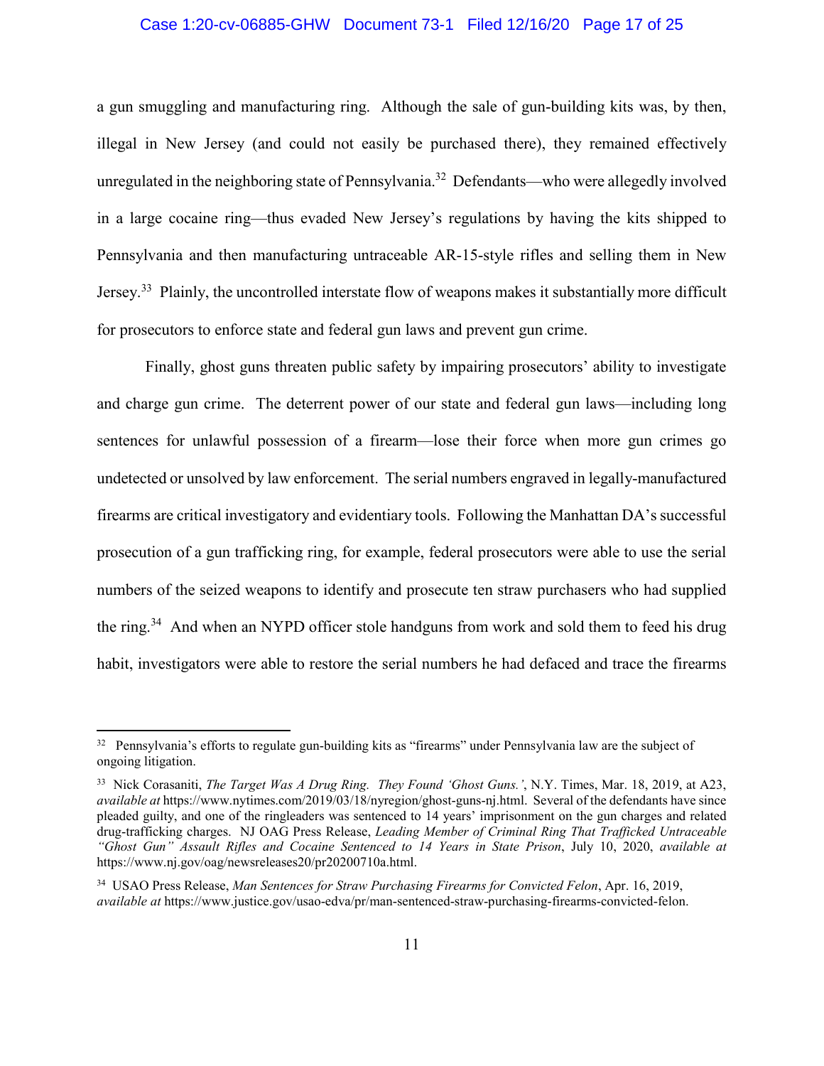a gun smuggling and manufacturing ring. Although the sale of gun-building kits was, by then, illegal in New Jersey (and could not easily be purchased there), they remained effectively unregulated in the neighboring state of Pennsylvania.[32] Defendants—who were allegedly involved in a large cocaine ring—thus evaded New Jersey's regulations by having the kits shipped to Pennsylvania and then manufacturing untraceable AR-15-style rifles and selling them in New Jersey.[33] Plainly, the uncontrolled interstate flow of weapons makes it substantially more difficult for prosecutors to enforce state and federal gun laws and prevent gun crime.

Finally, ghost guns threaten public safety by impairing prosecutors' ability to investigate and charge gun crime. The deterrent power of our state and federal gun laws—including long sentences for unlawful possession of a firearm—lose their force when more gun crimes go undetected or unsolved by law enforcement. The serial numbers engraved in legally-manufactured firearms are critical investigatory and evidentiary tools. Following the Manhattan DA's successful prosecution of a gun trafficking ring, for example, federal prosecutors were able to use the serial numbers of the seized weapons to identify and prosecute ten straw purchasers who had supplied the ring.[34] And when an NYPD officer stole handguns from work and sold them to feed his drug habit, investigators were able to restore the serial numbers he had defaced and trace the firearms

---

[32] Pennsylvania's efforts to regulate gun-building kits as "firearms" under Pennsylvania law are the subject of ongoing litigation.

[33] Nick Corasaniti, *The Target Was A Drug Ring. They Found 'Ghost Guns.'*, N.Y. Times, Mar. 18, 2019, at A23, *available at* https://www.nytimes.com/2019/03/18/nyregion/ghost-guns-nj.html. Several of the defendants have since pleaded guilty, and one of the ringleaders was sentenced to 14 years' imprisonment on the gun charges and related drug-trafficking charges. NJ OAG Press Release, *Leading Member of Criminal Ring That Trafficked Untraceable "Ghost Gun" Assault Rifles and Cocaine Sentenced to 14 Years in State Prison*, July 10, 2020, *available at* https://www.nj.gov/oag/newsreleases20/pr20200710a.html.

[34] USAO Press Release, *Man Sentences for Straw Purchasing Firearms for Convicted Felon*, Apr. 16, 2019, *available at* https://www.justice.gov/usao-edva/pr/man-sentenced-straw-purchasing-firearms-convicted-felon.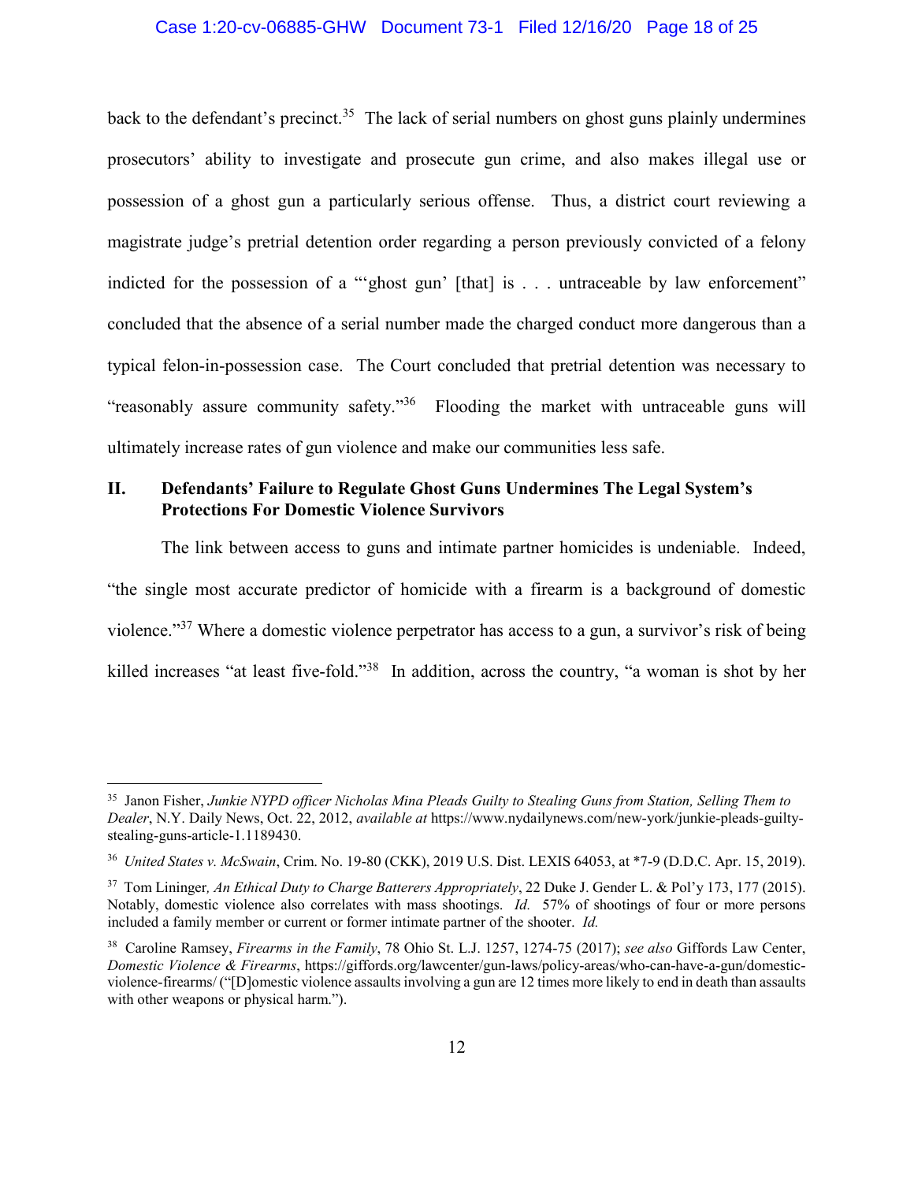back to the defendant's precinct.[35] The lack of serial numbers on ghost guns plainly undermines prosecutors' ability to investigate and prosecute gun crime, and also makes illegal use or possession of a ghost gun a particularly serious offense. Thus, a district court reviewing a magistrate judge's pretrial detention order regarding a person previously convicted of a felony indicted for the possession of a "'ghost gun' [that] is . . . untraceable by law enforcement" concluded that the absence of a serial number made the charged conduct more dangerous than a typical felon-in-possession case. The Court concluded that pretrial detention was necessary to "reasonably assure community safety."[36] Flooding the market with untraceable guns will ultimately increase rates of gun violence and make our communities less safe.

## II. Defendants' Failure to Regulate Ghost Guns Undermines The Legal System's Protections For Domestic Violence Survivors

The link between access to guns and intimate partner homicides is undeniable. Indeed, "the single most accurate predictor of homicide with a firearm is a background of domestic violence."[37] Where a domestic violence perpetrator has access to a gun, a survivor's risk of being killed increases "at least five-fold."[38] In addition, across the country, "a woman is shot by her

---

[35] Janon Fisher, *Junkie NYPD officer Nicholas Mina Pleads Guilty to Stealing Guns from Station, Selling Them to Dealer*, N.Y. Daily News, Oct. 22, 2012, *available at* https://www.nydailynews.com/new-york/junkie-pleads-guilty-stealing-guns-article-1.1189430.

[36] *United States v. McSwain*, Crim. No. 19-80 (CKK), 2019 U.S. Dist. LEXIS 64053, at *7-9 (D.D.C. Apr. 15, 2019).

[37] Tom Lininger*, An Ethical Duty to Charge Batterers Appropriately*, 22 Duke J. Gender L. & Pol'y 173, 177 (2015). Notably, domestic violence also correlates with mass shootings. *Id.* 57% of shootings of four or more persons included a family member or current or former intimate partner of the shooter. *Id.*

[38] Caroline Ramsey, *Firearms in the Family*, 78 Ohio St. L.J. 1257, 1274-75 (2017); *see also* Giffords Law Center, *Domestic Violence & Firearms*, https://giffords.org/lawcenter/gun-laws/policy-areas/who-can-have-a-gun/domestic-violence-firearms/ ("[D]omestic violence assaults involving a gun are 12 times more likely to end in death than assaults with other weapons or physical harm.").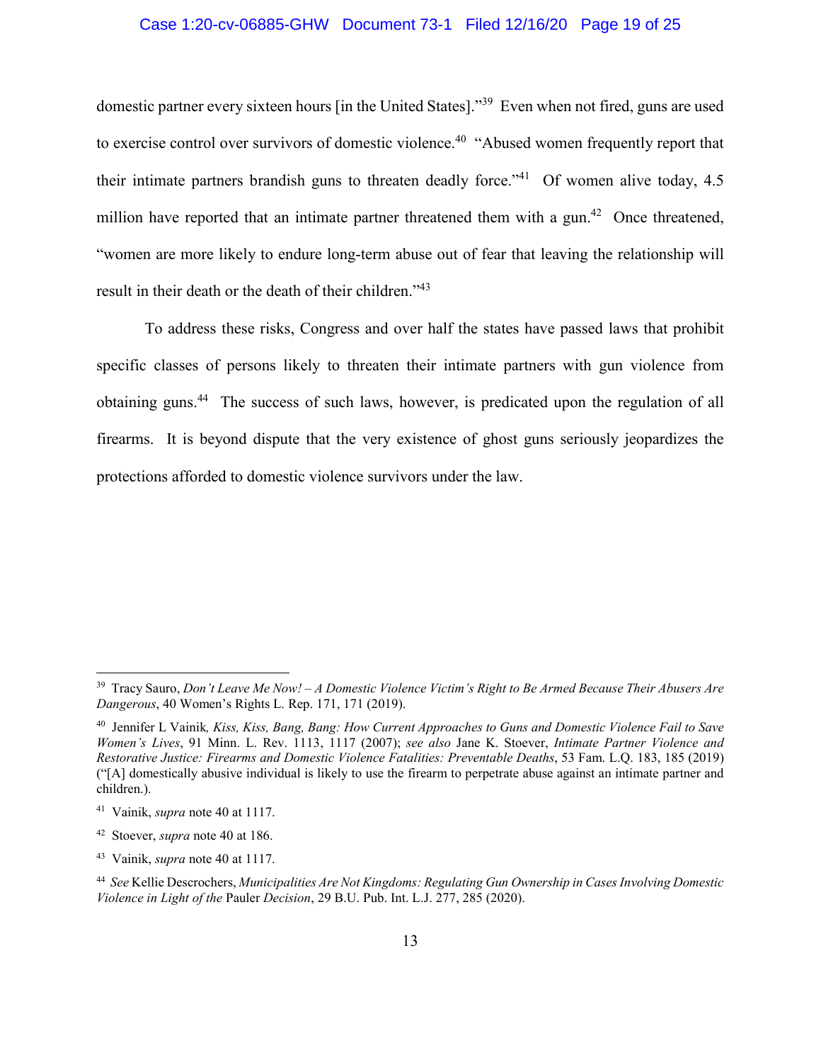domestic partner every sixteen hours [in the United States]."[39] Even when not fired, guns are used to exercise control over survivors of domestic violence.[40] "Abused women frequently report that their intimate partners brandish guns to threaten deadly force."[41] Of women alive today, 4.5 million have reported that an intimate partner threatened them with a gun.[42] Once threatened, "women are more likely to endure long-term abuse out of fear that leaving the relationship will result in their death or the death of their children."[43]

To address these risks, Congress and over half the states have passed laws that prohibit specific classes of persons likely to threaten their intimate partners with gun violence from obtaining guns.[44] The success of such laws, however, is predicated upon the regulation of all firearms. It is beyond dispute that the very existence of ghost guns seriously jeopardizes the protections afforded to domestic violence survivors under the law.

---

[39] Tracy Sauro, *Don't Leave Me Now! – A Domestic Violence Victim's Right to Be Armed Because Their Abusers Are Dangerous*, 40 Women's Rights L. Rep. 171, 171 (2019).

[40] Jennifer L Vainik*, Kiss, Kiss, Bang, Bang: How Current Approaches to Guns and Domestic Violence Fail to Save Women's Lives*, 91 Minn. L. Rev. 1113, 1117 (2007); *see also* Jane K. Stoever, *Intimate Partner Violence and Restorative Justice: Firearms and Domestic Violence Fatalities: Preventable Deaths*, 53 Fam. L.Q. 183, 185 (2019) ("[A] domestically abusive individual is likely to use the firearm to perpetrate abuse against an intimate partner and children.).

[41] Vainik, *supra* note 40 at 1117.

[42] Stoever, *supra* note 40 at 186.

[43] Vainik, *supra* note 40 at 1117.

[44] *See* Kellie Descrochers, *Municipalities Are Not Kingdoms: Regulating Gun Ownership in Cases Involving Domestic Violence in Light of the* Pauler *Decision*, 29 B.U. Pub. Int. L.J. 277, 285 (2020).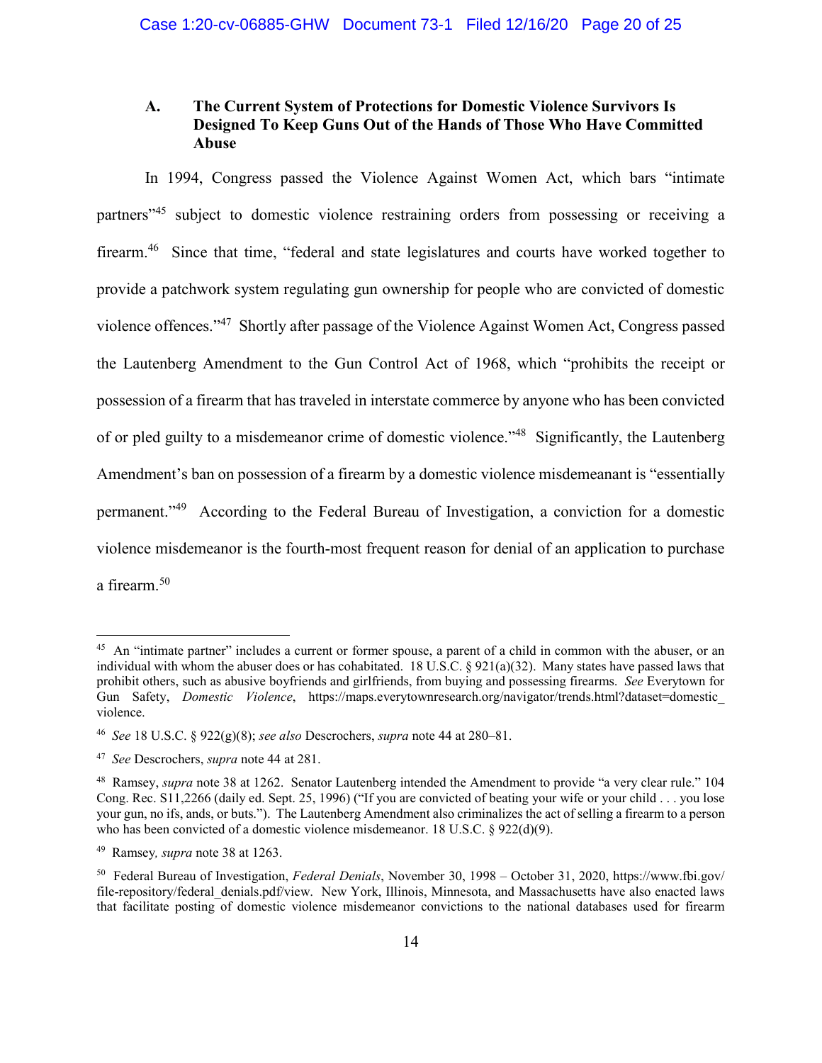### A. The Current System of Protections for Domestic Violence Survivors Is Designed To Keep Guns Out of the Hands of Those Who Have Committed Abuse

In 1994, Congress passed the Violence Against Women Act, which bars "intimate partners"[45] subject to domestic violence restraining orders from possessing or receiving a firearm.[46] Since that time, "federal and state legislatures and courts have worked together to provide a patchwork system regulating gun ownership for people who are convicted of domestic violence offences."[47] Shortly after passage of the Violence Against Women Act, Congress passed the Lautenberg Amendment to the Gun Control Act of 1968, which "prohibits the receipt or possession of a firearm that has traveled in interstate commerce by anyone who has been convicted of or pled guilty to a misdemeanor crime of domestic violence."[48] Significantly, the Lautenberg Amendment's ban on possession of a firearm by a domestic violence misdemeanant is "essentially permanent."[49] According to the Federal Bureau of Investigation, a conviction for a domestic violence misdemeanor is the fourth-most frequent reason for denial of an application to purchase a firearm.[50]

---

[45] An "intimate partner" includes a current or former spouse, a parent of a child in common with the abuser, or an individual with whom the abuser does or has cohabitated. 18 U.S.C. § 921(a)(32). Many states have passed laws that prohibit others, such as abusive boyfriends and girlfriends, from buying and possessing firearms. *See* Everytown for Gun Safety, *Domestic Violence*, https://maps.everytownresearch.org/navigator/trends.html?dataset=domestic_violence.

[46] *See* 18 U.S.C. § 922(g)(8); *see also* Descrochers, *supra* note 44 at 280–81.

[47] *See* Descrochers, *supra* note 44 at 281.

[48] Ramsey, *supra* note 38 at 1262. Senator Lautenberg intended the Amendment to provide "a very clear rule." 104 Cong. Rec. S11,2266 (daily ed. Sept. 25, 1996) ("If you are convicted of beating your wife or your child . . . you lose your gun, no ifs, ands, or buts."). The Lautenberg Amendment also criminalizes the act of selling a firearm to a person who has been convicted of a domestic violence misdemeanor. 18 U.S.C. § 922(d)(9).

[49] Ramsey*, supra* note 38 at 1263.

[50] Federal Bureau of Investigation, *Federal Denials*, November 30, 1998 – October 31, 2020, https://www.fbi.gov/file-repository/federal_denials.pdf/view. New York, Illinois, Minnesota, and Massachusetts have also enacted laws that facilitate posting of domestic violence misdemeanor convictions to the national databases used for firearm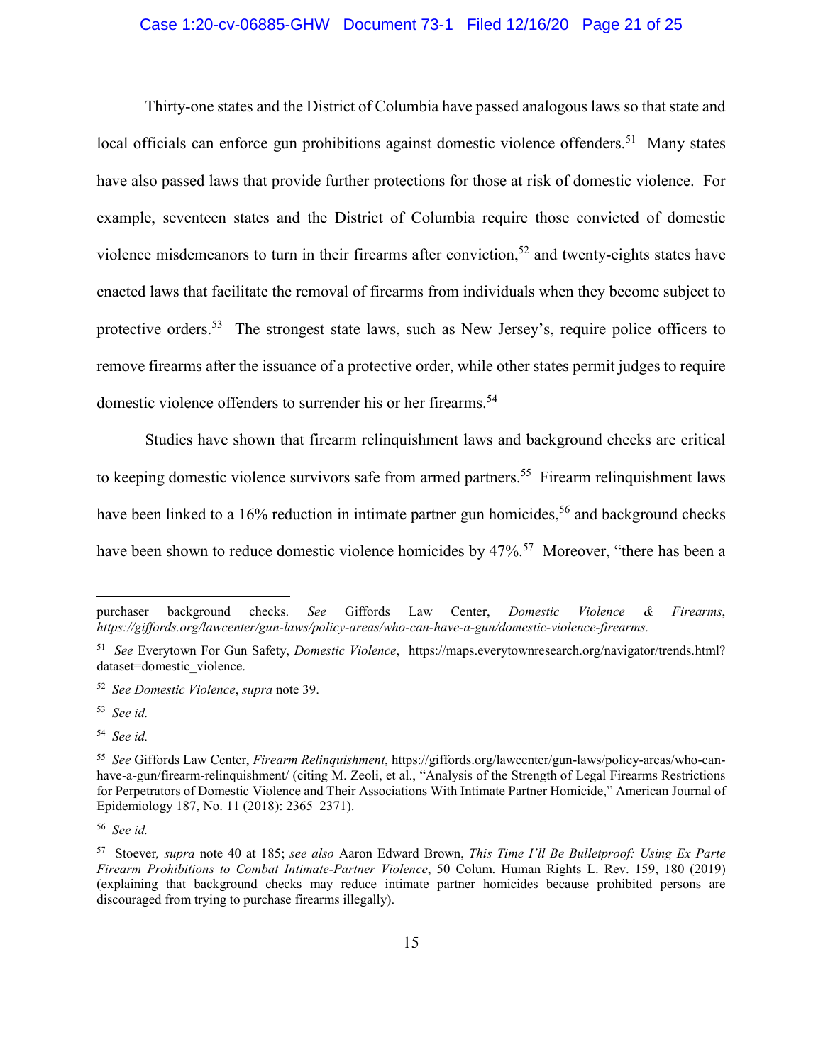Thirty-one states and the District of Columbia have passed analogous laws so that state and local officials can enforce gun prohibitions against domestic violence offenders.[51] Many states have also passed laws that provide further protections for those at risk of domestic violence. For example, seventeen states and the District of Columbia require those convicted of domestic violence misdemeanors to turn in their firearms after conviction,[52] and twenty-eights states have enacted laws that facilitate the removal of firearms from individuals when they become subject to protective orders.[53] The strongest state laws, such as New Jersey's, require police officers to remove firearms after the issuance of a protective order, while other states permit judges to require domestic violence offenders to surrender his or her firearms.[54]

Studies have shown that firearm relinquishment laws and background checks are critical to keeping domestic violence survivors safe from armed partners.[55] Firearm relinquishment laws have been linked to a 16% reduction in intimate partner gun homicides,[56] and background checks have been shown to reduce domestic violence homicides by 47%.[57] Moreover, "there has been a

---

purchaser background checks. *See* Giffords Law Center, *Domestic Violence & Firearms*, *https://giffords.org/lawcenter/gun-laws/policy-areas/who-can-have-a-gun/domestic-violence-firearms.*

[51] *See* Everytown For Gun Safety, *Domestic Violence*, https://maps.everytownresearch.org/navigator/trends.html?dataset=domestic_violence.

[52] *See Domestic Violence*, *supra* note 39.

[53] *See id.*

[54] *See id.*

[55] *See* Giffords Law Center, *Firearm Relinquishment*, https://giffords.org/lawcenter/gun-laws/policy-areas/who-can-have-a-gun/firearm-relinquishment/ (citing M. Zeoli, et al., "Analysis of the Strength of Legal Firearms Restrictions for Perpetrators of Domestic Violence and Their Associations With Intimate Partner Homicide," American Journal of Epidemiology 187, No. 11 (2018): 2365–2371).

[56] *See id.*

[57] Stoever, *supra* note 40 at 185; *see also* Aaron Edward Brown, *This Time I'll Be Bulletproof: Using Ex Parte Firearm Prohibitions to Combat Intimate-Partner Violence*, 50 Colum. Human Rights L. Rev. 159, 180 (2019) (explaining that background checks may reduce intimate partner homicides because prohibited persons are discouraged from trying to purchase firearms illegally).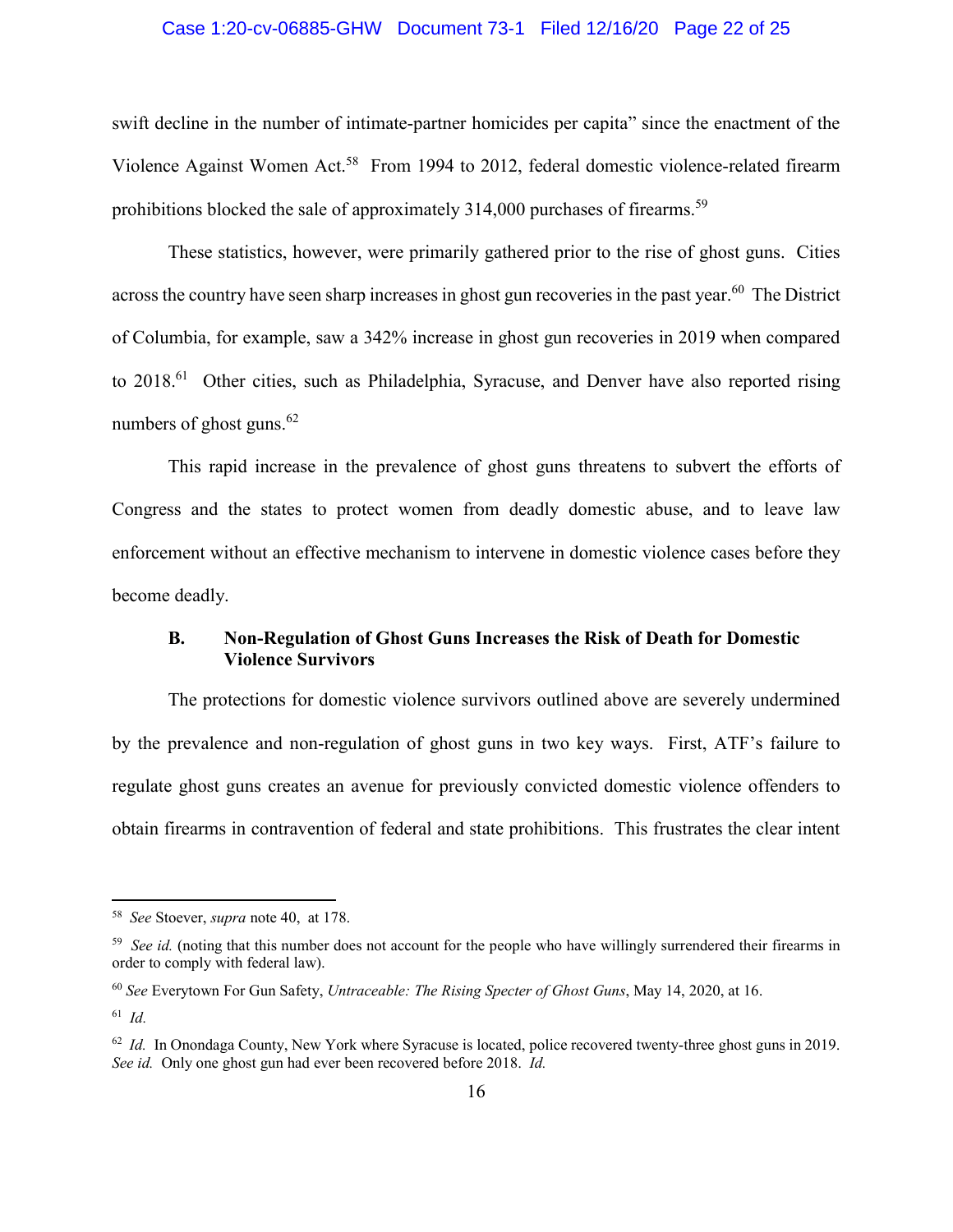swift decline in the number of intimate-partner homicides per capita" since the enactment of the Violence Against Women Act.[58] From 1994 to 2012, federal domestic violence-related firearm prohibitions blocked the sale of approximately 314,000 purchases of firearms.[59]

These statistics, however, were primarily gathered prior to the rise of ghost guns. Cities across the country have seen sharp increases in ghost gun recoveries in the past year.[60] The District of Columbia, for example, saw a 342% increase in ghost gun recoveries in 2019 when compared to 2018.[61] Other cities, such as Philadelphia, Syracuse, and Denver have also reported rising numbers of ghost guns.[62]

This rapid increase in the prevalence of ghost guns threatens to subvert the efforts of Congress and the states to protect women from deadly domestic abuse, and to leave law enforcement without an effective mechanism to intervene in domestic violence cases before they become deadly.

### B. Non-Regulation of Ghost Guns Increases the Risk of Death for Domestic Violence Survivors

The protections for domestic violence survivors outlined above are severely undermined by the prevalence and non-regulation of ghost guns in two key ways. First, ATF's failure to regulate ghost guns creates an avenue for previously convicted domestic violence offenders to obtain firearms in contravention of federal and state prohibitions. This frustrates the clear intent

---

[58] *See* Stoever, *supra* note 40, at 178.

[59] *See id.* (noting that this number does not account for the people who have willingly surrendered their firearms in order to comply with federal law).

[60] *See* Everytown For Gun Safety, *Untraceable: The Rising Specter of Ghost Guns*, May 14, 2020, at 16.

[61] *Id.*

[62] *Id.* In Onondaga County, New York where Syracuse is located, police recovered twenty-three ghost guns in 2019. *See id.* Only one ghost gun had ever been recovered before 2018. *Id.*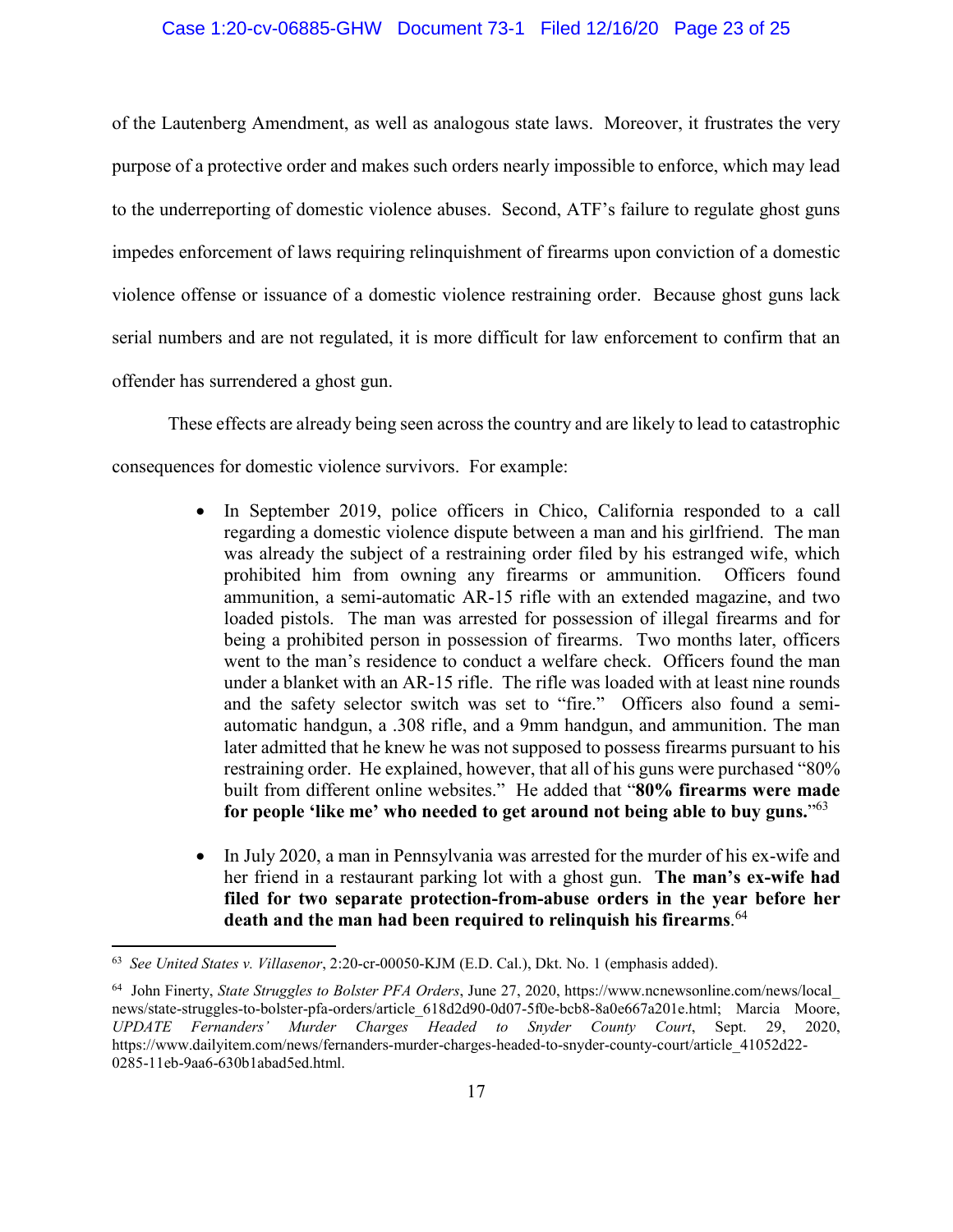of the Lautenberg Amendment, as well as analogous state laws. Moreover, it frustrates the very purpose of a protective order and makes such orders nearly impossible to enforce, which may lead to the underreporting of domestic violence abuses. Second, ATF's failure to regulate ghost guns impedes enforcement of laws requiring relinquishment of firearms upon conviction of a domestic violence offense or issuance of a domestic violence restraining order. Because ghost guns lack serial numbers and are not regulated, it is more difficult for law enforcement to confirm that an offender has surrendered a ghost gun.

These effects are already being seen across the country and are likely to lead to catastrophic consequences for domestic violence survivors. For example:

- In September 2019, police officers in Chico, California responded to a call regarding a domestic violence dispute between a man and his girlfriend. The man was already the subject of a restraining order filed by his estranged wife, which prohibited him from owning any firearms or ammunition. Officers found ammunition, a semi-automatic AR-15 rifle with an extended magazine, and two loaded pistols. The man was arrested for possession of illegal firearms and for being a prohibited person in possession of firearms. Two months later, officers went to the man's residence to conduct a welfare check. Officers found the man under a blanket with an AR-15 rifle. The rifle was loaded with at least nine rounds and the safety selector switch was set to "fire." Officers also found a semi-automatic handgun, a .308 rifle, and a 9mm handgun, and ammunition. The man later admitted that he knew he was not supposed to possess firearms pursuant to his restraining order. He explained, however, that all of his guns were purchased "80% built from different online websites." He added that "**80% firearms were made for people 'like me' who needed to get around not being able to buy guns.**"[63]

- In July 2020, a man in Pennsylvania was arrested for the murder of his ex-wife and her friend in a restaurant parking lot with a ghost gun. **The man's ex-wife had filed for two separate protection-from-abuse orders in the year before her death and the man had been required to relinquish his firearms**.[64]

---

[63] *See United States v. Villasenor*, 2:20-cr-00050-KJM (E.D. Cal.), Dkt. No. 1 (emphasis added).

[64] John Finerty, *State Struggles to Bolster PFA Orders*, June 27, 2020, https://www.ncnewsonline.com/news/local_news/state-struggles-to-bolster-pfa-orders/article_618d2d90-0d07-5f0e-bcb8-8a0e667a201e.html; Marcia Moore, *UPDATE Fernanders' Murder Charges Headed to Snyder County Court*, Sept. 29, 2020, https://www.dailyitem.com/news/fernanders-murder-charges-headed-to-snyder-county-court/article_41052d22-0285-11eb-9aa6-630b1abad5ed.html.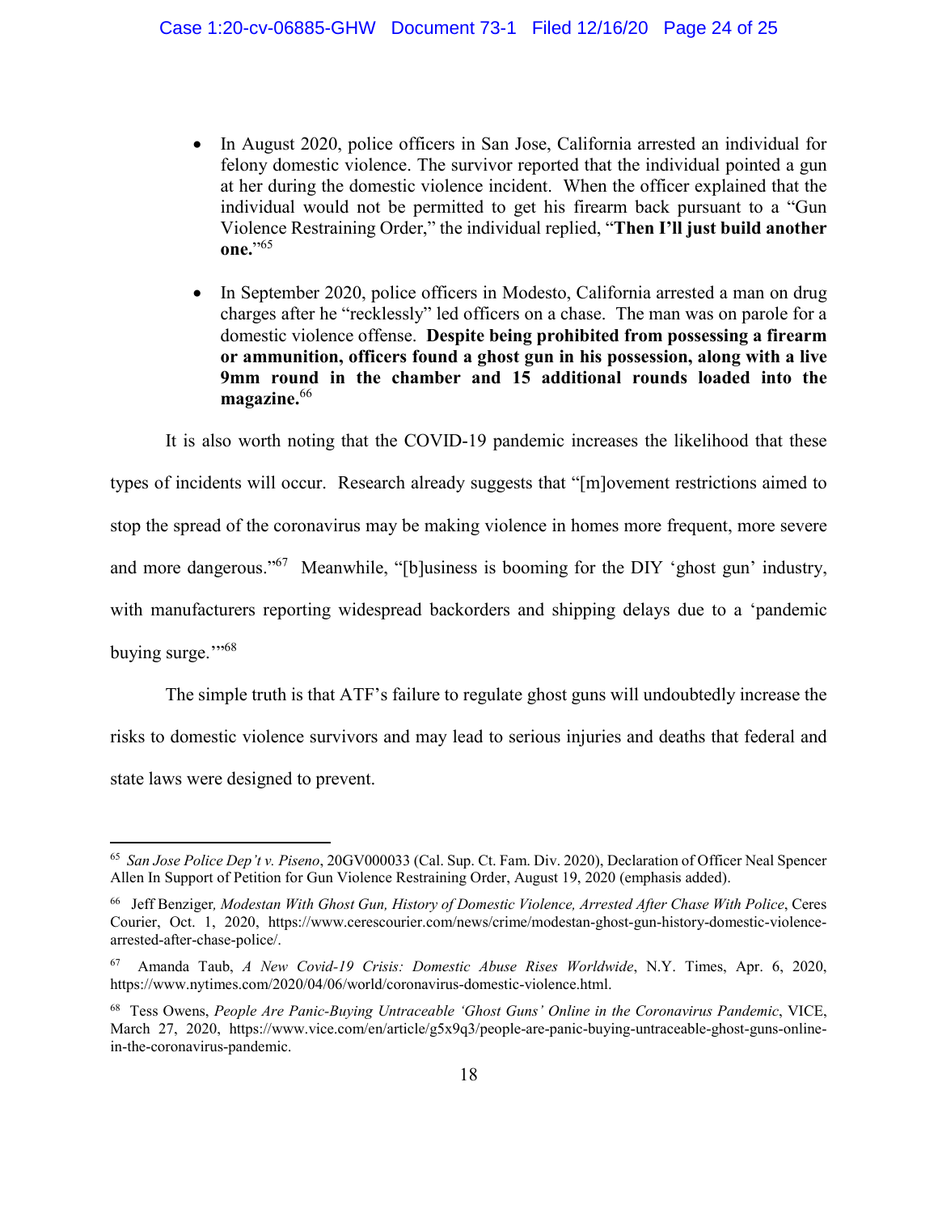- In August 2020, police officers in San Jose, California arrested an individual for felony domestic violence. The survivor reported that the individual pointed a gun at her during the domestic violence incident. When the officer explained that the individual would not be permitted to get his firearm back pursuant to a "Gun Violence Restraining Order," the individual replied, "**Then I'll just build another one.**"[65]

- In September 2020, police officers in Modesto, California arrested a man on drug charges after he "recklessly" led officers on a chase. The man was on parole for a domestic violence offense. **Despite being prohibited from possessing a firearm or ammunition, officers found a ghost gun in his possession, along with a live 9mm round in the chamber and 15 additional rounds loaded into the magazine.**[66]

It is also worth noting that the COVID-19 pandemic increases the likelihood that these types of incidents will occur. Research already suggests that "[m]ovement restrictions aimed to stop the spread of the coronavirus may be making violence in homes more frequent, more severe and more dangerous."[67] Meanwhile, "[b]usiness is booming for the DIY 'ghost gun' industry, with manufacturers reporting widespread backorders and shipping delays due to a 'pandemic buying surge.'"[68]

The simple truth is that ATF's failure to regulate ghost guns will undoubtedly increase the risks to domestic violence survivors and may lead to serious injuries and deaths that federal and state laws were designed to prevent.

---

[65] *San Jose Police Dep't v. Piseno*, 20GV000033 (Cal. Sup. Ct. Fam. Div. 2020), Declaration of Officer Neal Spencer Allen In Support of Petition for Gun Violence Restraining Order, August 19, 2020 (emphasis added).

[66] Jeff Benziger, *Modestan With Ghost Gun, History of Domestic Violence, Arrested After Chase With Police*, Ceres Courier, Oct. 1, 2020, https://www.cerescourier.com/news/crime/modestan-ghost-gun-history-domestic-violence-arrested-after-chase-police/.

[67] Amanda Taub, *A New Covid-19 Crisis: Domestic Abuse Rises Worldwide*, N.Y. Times, Apr. 6, 2020, https://www.nytimes.com/2020/04/06/world/coronavirus-domestic-violence.html.

[68] Tess Owens, *People Are Panic-Buying Untraceable 'Ghost Guns' Online in the Coronavirus Pandemic*, VICE, March 27, 2020, https://www.vice.com/en/article/g5x9q3/people-are-panic-buying-untraceable-ghost-guns-online-in-the-coronavirus-pandemic.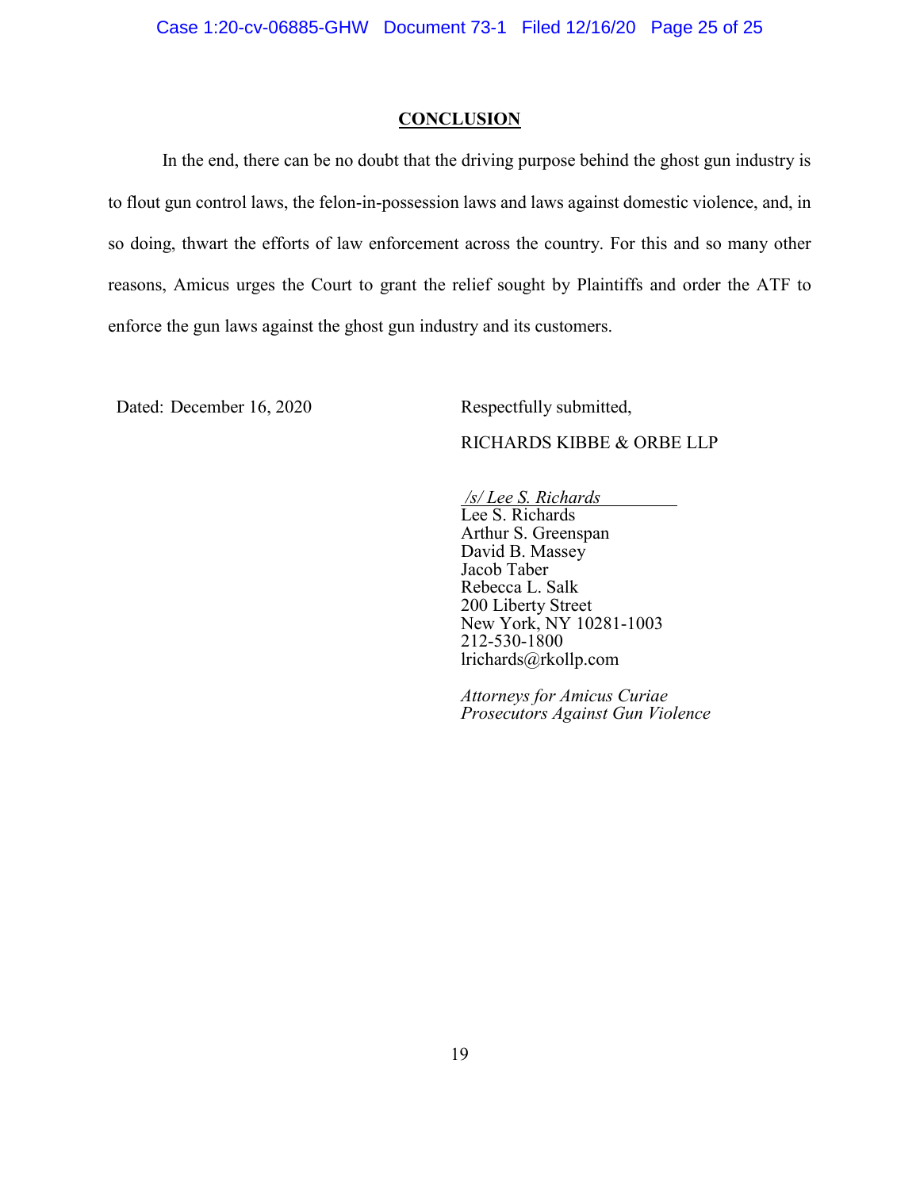## CONCLUSION

In the end, there can be no doubt that the driving purpose behind the ghost gun industry is to flout gun control laws, the felon-in-possession laws and laws against domestic violence, and, in so doing, thwart the efforts of law enforcement across the country. For this and so many other reasons, Amicus urges the Court to grant the relief sought by Plaintiffs and order the ATF to enforce the gun laws against the ghost gun industry and its customers.

Dated: December 16, 2020

Respectfully submitted,

RICHARDS KIBBE & ORBE LLP

*/s/ Lee S. Richards*
Lee S. Richards
Arthur S. Greenspan
David B. Massey
Jacob Taber
Rebecca L. Salk
200 Liberty Street
New York, NY 10281-1003
212-530-1800
lrichards@rkollp.com

*Attorneys for Amicus Curiae Prosecutors Against Gun Violence*